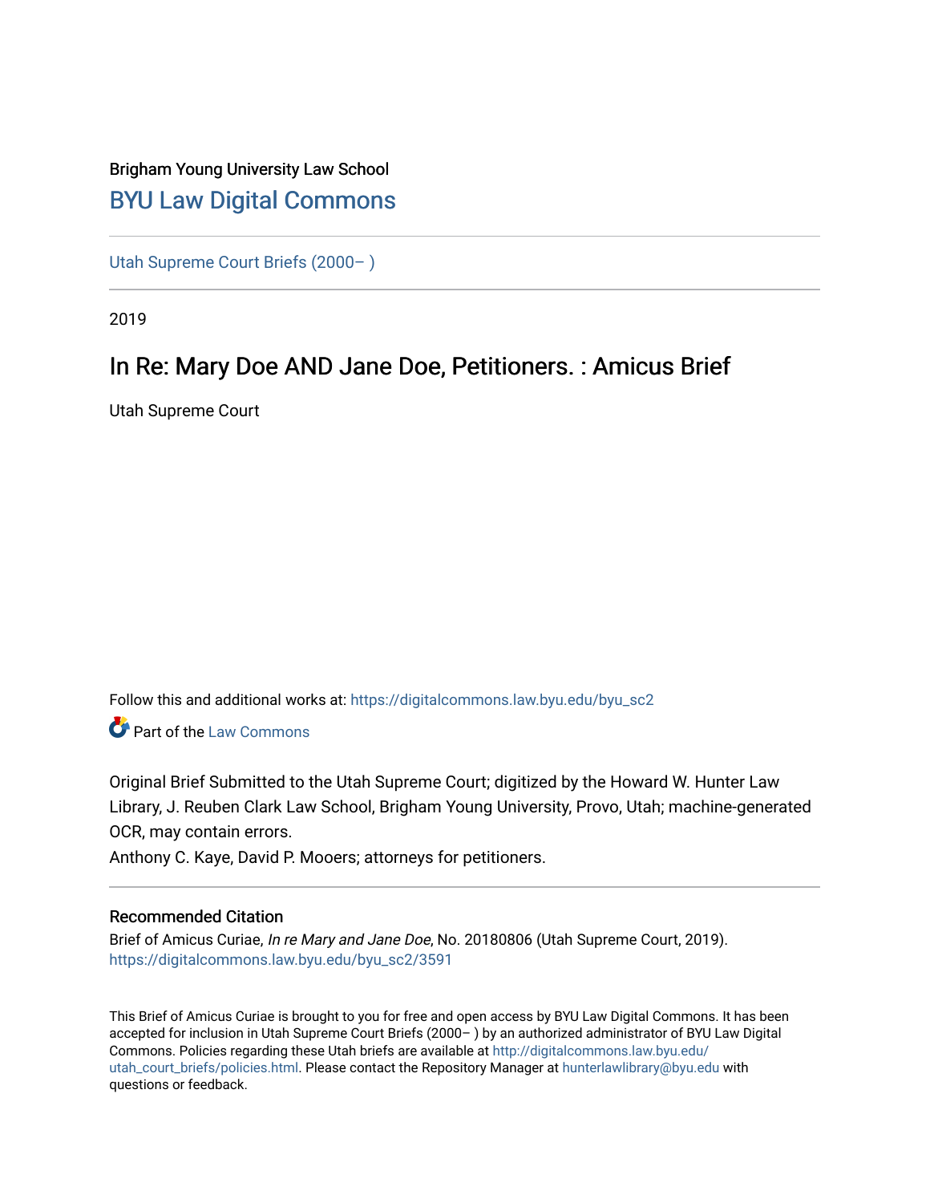Brigham Young University Law School

## BYU Law Digital Commons

Utah Supreme Court Briefs (2000– )

2019

# In Re: Mary Doe AND Jane Doe, Petitioners. : Amicus Brief

Utah Supreme Court

Follow this and additional works at: https://digitalcommons.law.byu.edu/byu_sc2

Part of the Law Commons

Original Brief Submitted to the Utah Supreme Court; digitized by the Howard W. Hunter Law Library, J. Reuben Clark Law School, Brigham Young University, Provo, Utah; machine-generated OCR, may contain errors.

Anthony C. Kaye, David P. Mooers; attorneys for petitioners.

### Recommended Citation

Brief of Amicus Curiae, *In re Mary and Jane Doe*, No. 20180806 (Utah Supreme Court, 2019). https://digitalcommons.law.byu.edu/byu_sc2/3591

This Brief of Amicus Curiae is brought to you for free and open access by BYU Law Digital Commons. It has been accepted for inclusion in Utah Supreme Court Briefs (2000– ) by an authorized administrator of BYU Law Digital Commons. Policies regarding these Utah briefs are available at http://digitalcommons.law.byu.edu/utah_court_briefs/policies.html. Please contact the Repository Manager at hunterlawlibrary@byu.edu with questions or feedback.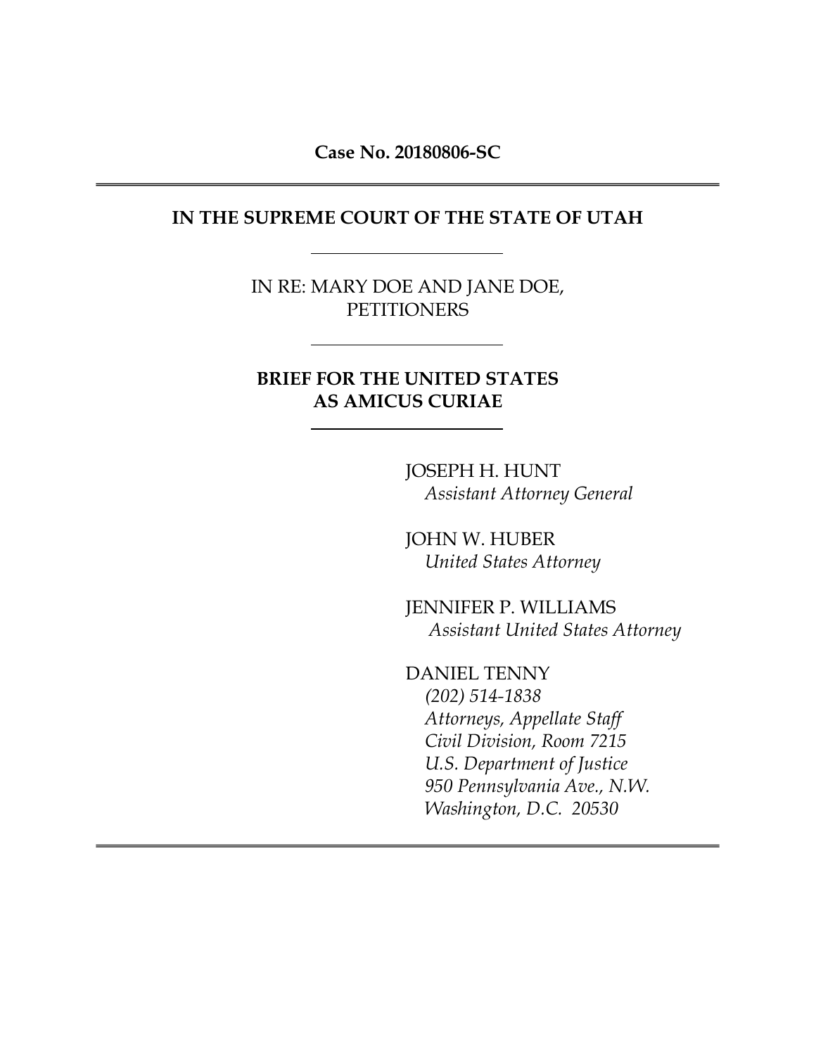**Case No. 20180806-SC**

---

**IN THE SUPREME COURT OF THE STATE OF UTAH**

---

IN RE: MARY DOE AND JANE DOE,
PETITIONERS

---

**BRIEF FOR THE UNITED STATES
AS AMICUS CURIAE**

---

JOSEPH H. HUNT
*Assistant Attorney General*

JOHN W. HUBER
*United States Attorney*

JENNIFER P. WILLIAMS
*Assistant United States Attorney*

DANIEL TENNY
*(202) 514-1838*
*Attorneys, Appellate Staff*
*Civil Division, Room 7215*
*U.S. Department of Justice*
*950 Pennsylvania Ave., N.W.*
*Washington, D.C. 20530*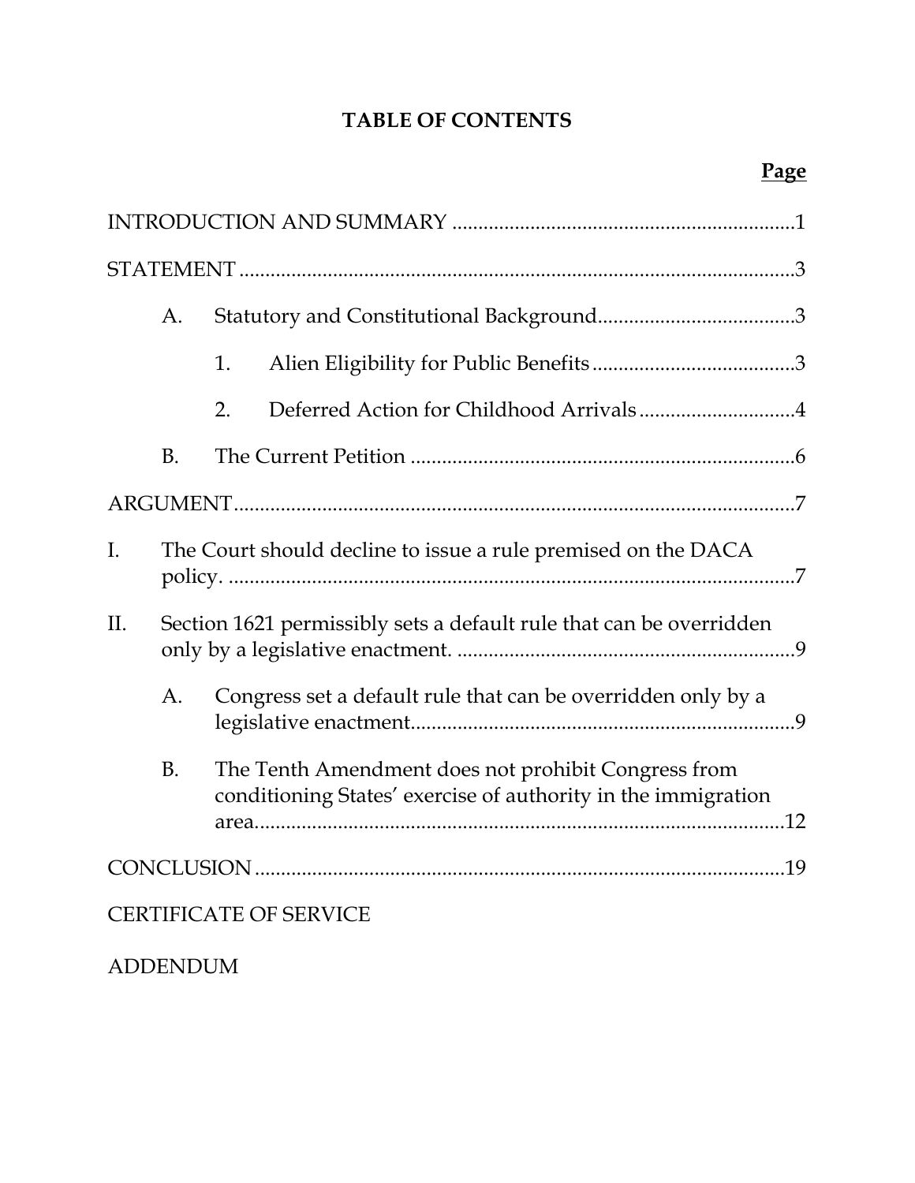# TABLE OF CONTENTS

| | Page |
|---|---|
| INTRODUCTION AND SUMMARY | 1 |
| STATEMENT | 3 |
| A. Statutory and Constitutional Background | 3 |
| 1. Alien Eligibility for Public Benefits | 3 |
| 2. Deferred Action for Childhood Arrivals | 4 |
| B. The Current Petition | 6 |
| ARGUMENT | 7 |
| I. The Court should decline to issue a rule premised on the DACA policy. | 7 |
| II. Section 1621 permissibly sets a default rule that can be overridden only by a legislative enactment. | 9 |
| A. Congress set a default rule that can be overridden only by a legislative enactment. | 9 |
| B. The Tenth Amendment does not prohibit Congress from conditioning States' exercise of authority in the immigration area. | 12 |
| CONCLUSION | 19 |
| CERTIFICATE OF SERVICE | |
| ADDENDUM | |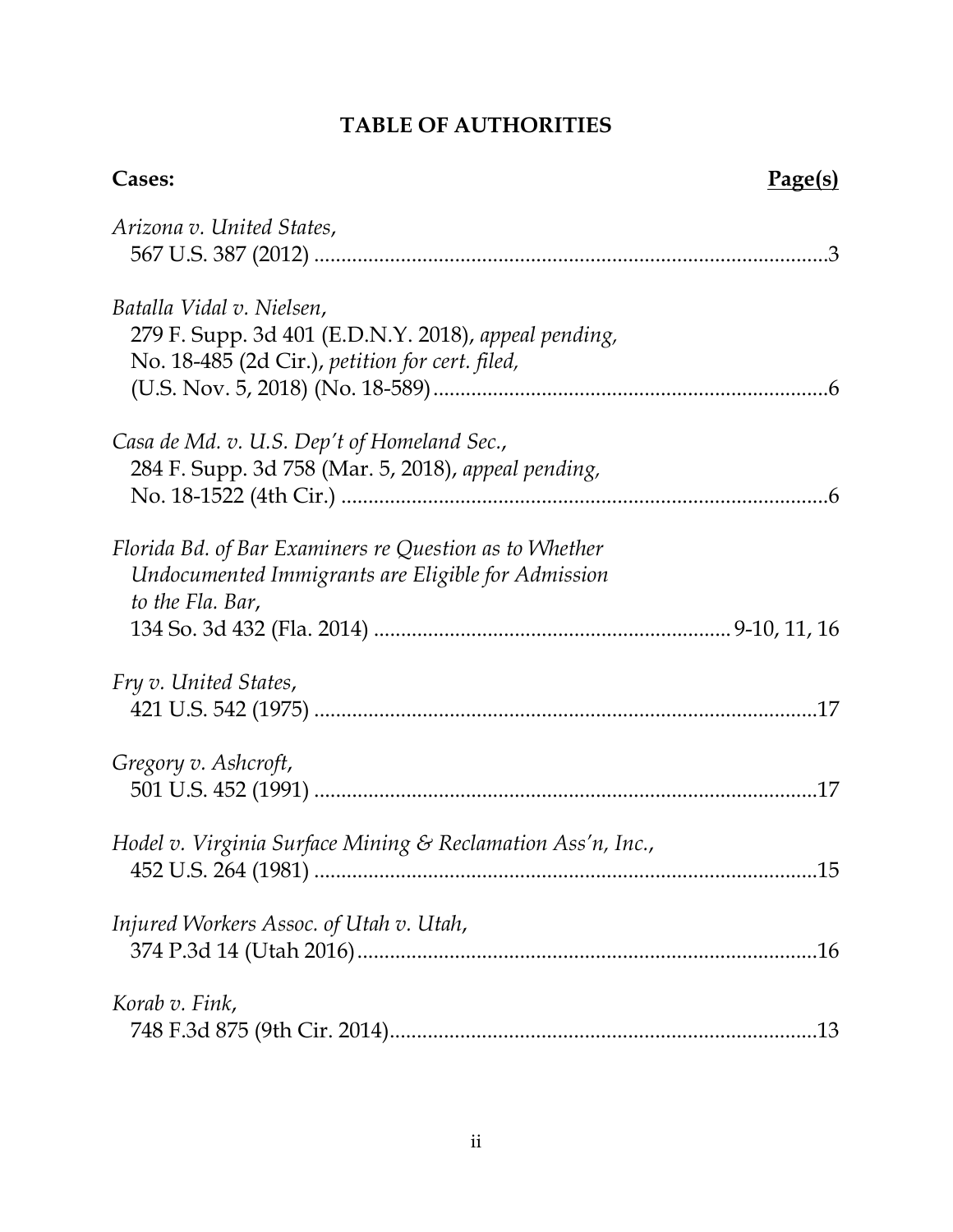# TABLE OF AUTHORITIES

**Cases:** **Page(s)**

*Arizona v. United States*,
567 U.S. 387 (2012) .......................................................................................3

*Batalla Vidal v. Nielsen*,
279 F. Supp. 3d 401 (E.D.N.Y. 2018), *appeal pending,*
No. 18-485 (2d Cir.), *petition for cert. filed,*
(U.S. Nov. 5, 2018) (No. 18-589) .......................................................................6

*Casa de Md. v. U.S. Dep't of Homeland Sec.*,
284 F. Supp. 3d 758 (Mar. 5, 2018), *appeal pending,*
No. 18-1522 (4th Cir.) .......................................................................................6

*Florida Bd. of Bar Examiners re Question as to Whether Undocumented Immigrants are Eligible for Admission to the Fla. Bar*,
134 So. 3d 432 (Fla. 2014) ................................................................ 9-10, 11, 16

*Fry v. United States*,
421 U.S. 542 (1975) .......................................................................................17

*Gregory v. Ashcroft*,
501 U.S. 452 (1991) .......................................................................................17

*Hodel v. Virginia Surface Mining & Reclamation Ass'n, Inc.*,
452 U.S. 264 (1981) .......................................................................................15

*Injured Workers Assoc. of Utah v. Utah*,
374 P.3d 14 (Utah 2016) ..................................................................................16

*Korab v. Fink*,
748 F.3d 875 (9th Cir. 2014) .............................................................................13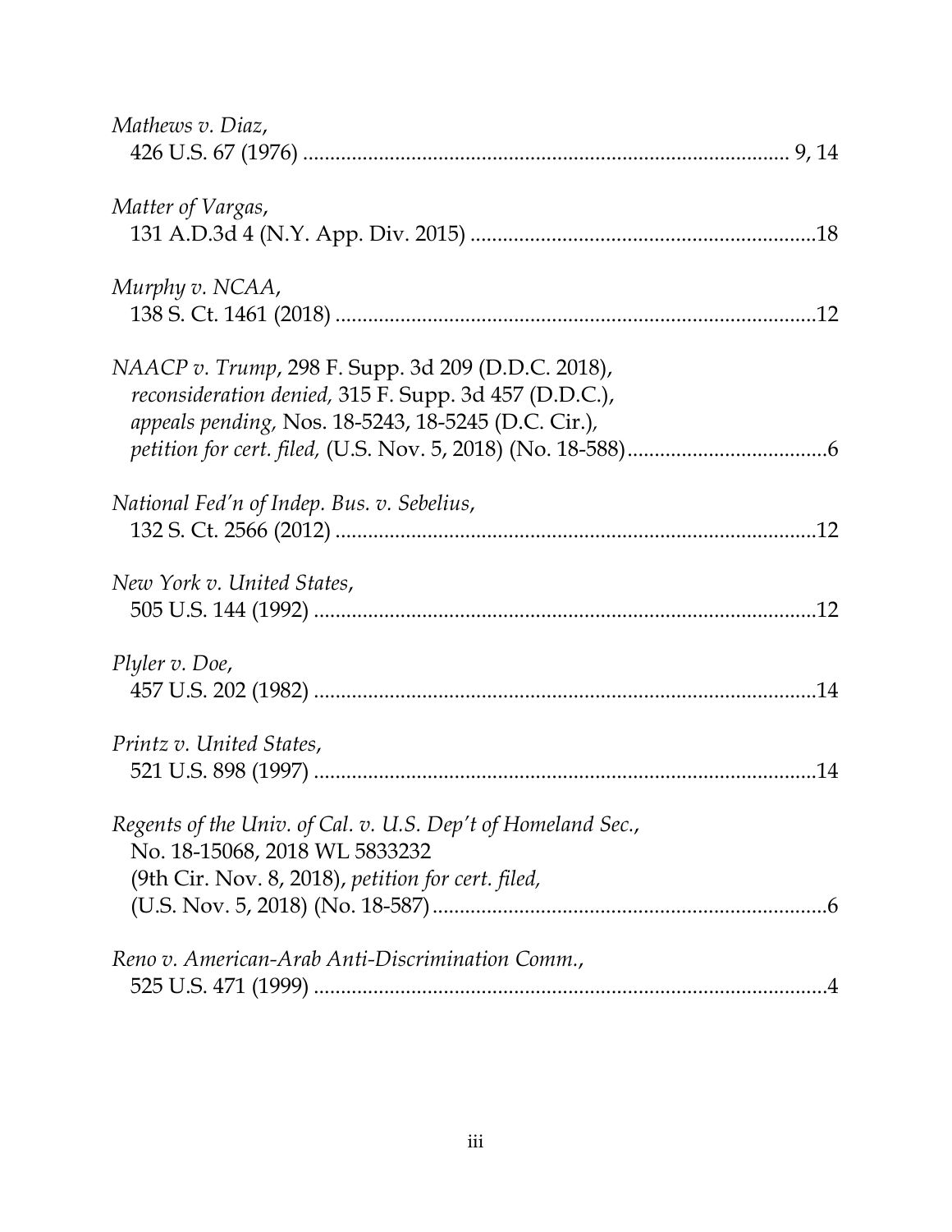*Mathews v. Diaz*,
426 U.S. 67 (1976) .......................................................................................... 9, 14

*Matter of Vargas*,
131 A.D.3d 4 (N.Y. App. Div. 2015) ...............................................................18

*Murphy v. NCAA*,
138 S. Ct. 1461 (2018) .......................................................................................12

*NAACP v. Trump*, 298 F. Supp. 3d 209 (D.D.C. 2018),
*reconsideration denied,* 315 F. Supp. 3d 457 (D.D.C.),
*appeals pending,* Nos. 18-5243, 18-5245 (D.C. Cir.),
*petition for cert. filed,* (U.S. Nov. 5, 2018) (No. 18-588).....................................6

*National Fed'n of Indep. Bus. v. Sebelius*,
132 S. Ct. 2566 (2012) .......................................................................................12

*New York v. United States*,
505 U.S. 144 (1992) ...........................................................................................12

*Plyler v. Doe*,
457 U.S. 202 (1982) ...........................................................................................14

*Printz v. United States*,
521 U.S. 898 (1997) ...........................................................................................14

*Regents of the Univ. of Cal. v. U.S. Dep't of Homeland Sec.*,
No. 18-15068, 2018 WL 5833232
(9th Cir. Nov. 8, 2018), *petition for cert. filed,*
(U.S. Nov. 5, 2018) (No. 18-587) .......................................................................6

*Reno v. American-Arab Anti-Discrimination Comm.*,
525 U.S. 471 (1999) .............................................................................................4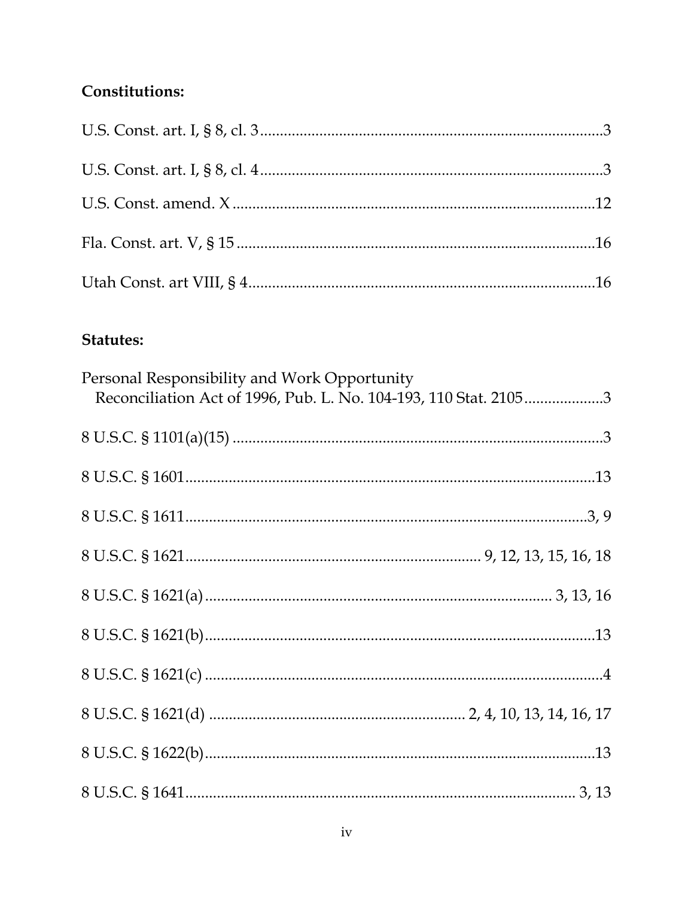**Constitutions:**

U.S. Const. art. I, § 8, cl. 3 .......................................................................................3

U.S. Const. art. I, § 8, cl. 4 .......................................................................................3

U.S. Const. amend. X ............................................................................................12

Fla. Const. art. V, § 15 ...........................................................................................16

Utah Const. art VIII, § 4.........................................................................................16

**Statutes:**

Personal Responsibility and Work Opportunity
  Reconciliation Act of 1996, Pub. L. No. 104-193, 110 Stat. 2105....................3

8 U.S.C. § 1101(a)(15) ..............................................................................................3

8 U.S.C. § 1601.......................................................................................................13

8 U.S.C. § 1611.....................................................................................................3, 9

8 U.S.C. § 1621......................................................................... 9, 12, 13, 15, 16, 18

8 U.S.C. § 1621(a) ..................................................................................... 3, 13, 16

8 U.S.C. § 1621(b)...................................................................................................13

8 U.S.C. § 1621(c) .....................................................................................................4

8 U.S.C. § 1621(d) ................................................................. 2, 4, 10, 13, 14, 16, 17

8 U.S.C. § 1622(b)...................................................................................................13

8 U.S.C. § 1641.................................................................................................... 3, 13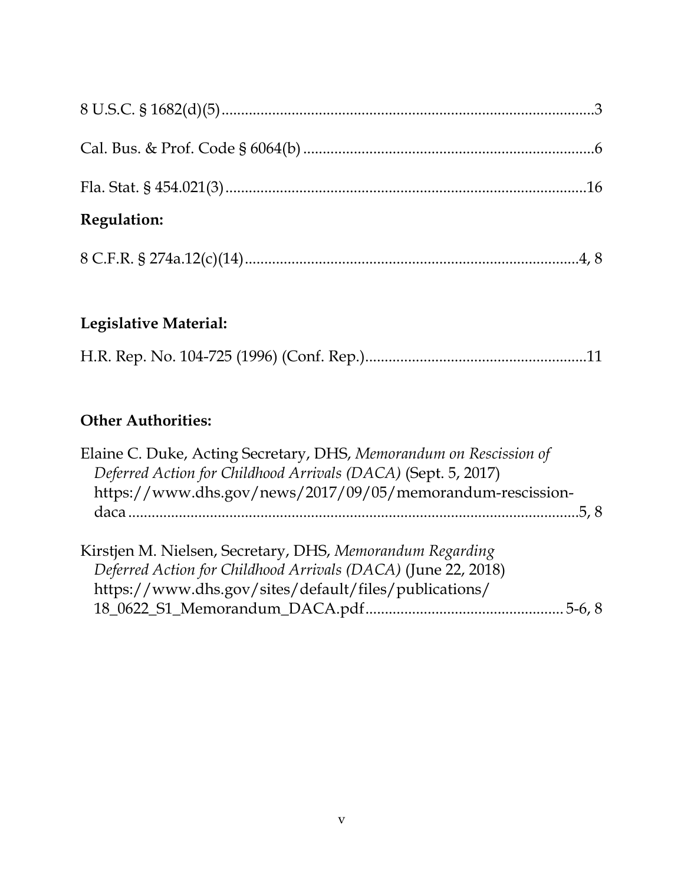8 U.S.C. § 1682(d)(5)....................................................................................3

Cal. Bus. & Prof. Code § 6064(b) ..........................................................................6

Fla. Stat. § 454.021(3)...........................................................................................16

**Regulation:**

8 C.F.R. § 274a.12(c)(14).....................................................................................4, 8

**Legislative Material:**

H.R. Rep. No. 104-725 (1996) (Conf. Rep.)........................................................11

**Other Authorities:**

Elaine C. Duke, Acting Secretary, DHS, *Memorandum on Rescission of Deferred Action for Childhood Arrivals (DACA)* (Sept. 5, 2017) https://www.dhs.gov/news/2017/09/05/memorandum-rescission-daca ..............................................................................................................5, 8

Kirstjen M. Nielsen, Secretary, DHS, *Memorandum Regarding Deferred Action for Childhood Arrivals (DACA)* (June 22, 2018) https://www.dhs.gov/sites/default/files/publications/18_0622_S1_Memorandum_DACA.pdf.................................................. 5-6, 8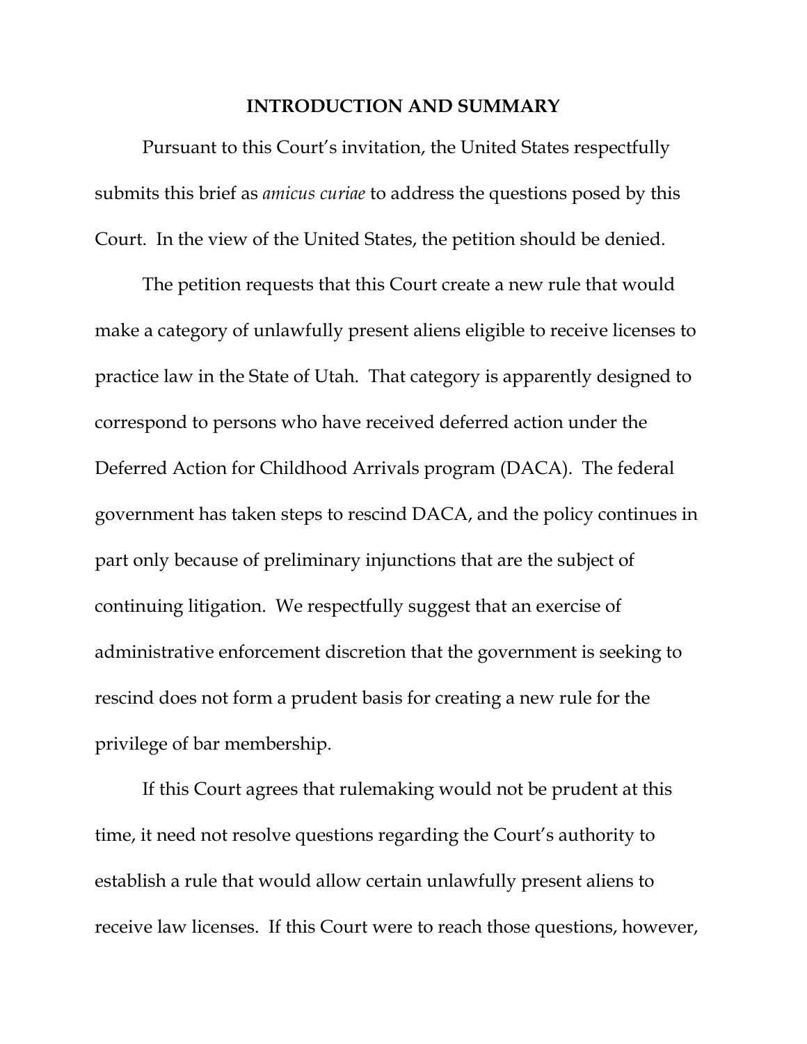## INTRODUCTION AND SUMMARY

Pursuant to this Court's invitation, the United States respectfully submits this brief as *amicus curiae* to address the questions posed by this Court. In the view of the United States, the petition should be denied.

The petition requests that this Court create a new rule that would make a category of unlawfully present aliens eligible to receive licenses to practice law in the State of Utah. That category is apparently designed to correspond to persons who have received deferred action under the Deferred Action for Childhood Arrivals program (DACA). The federal government has taken steps to rescind DACA, and the policy continues in part only because of preliminary injunctions that are the subject of continuing litigation. We respectfully suggest that an exercise of administrative enforcement discretion that the government is seeking to rescind does not form a prudent basis for creating a new rule for the privilege of bar membership.

If this Court agrees that rulemaking would not be prudent at this time, it need not resolve questions regarding the Court's authority to establish a rule that would allow certain unlawfully present aliens to receive law licenses. If this Court were to reach those questions, however,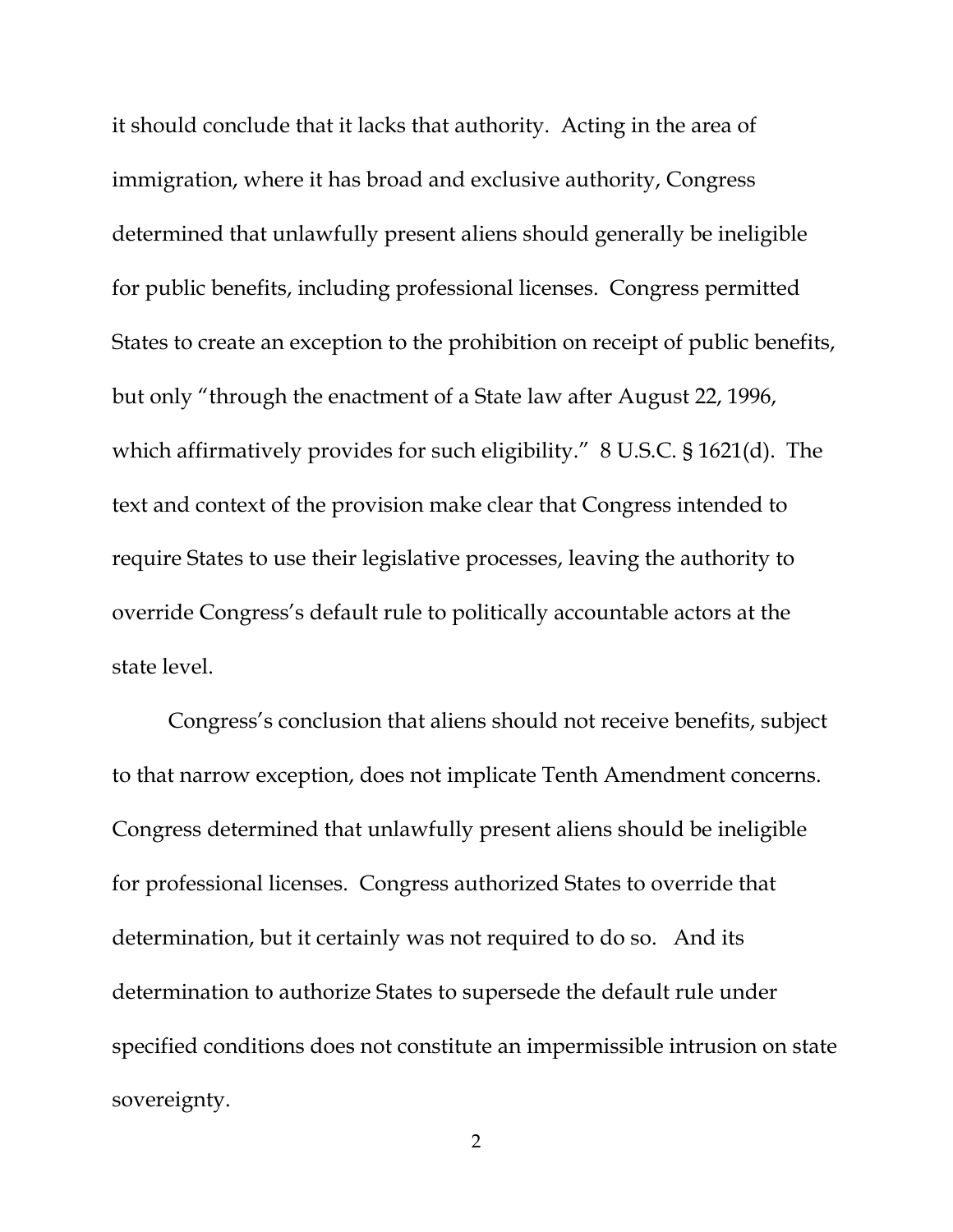it should conclude that it lacks that authority. Acting in the area of immigration, where it has broad and exclusive authority, Congress determined that unlawfully present aliens should generally be ineligible for public benefits, including professional licenses. Congress permitted States to create an exception to the prohibition on receipt of public benefits, but only "through the enactment of a State law after August 22, 1996, which affirmatively provides for such eligibility." 8 U.S.C. § 1621(d). The text and context of the provision make clear that Congress intended to require States to use their legislative processes, leaving the authority to override Congress's default rule to politically accountable actors at the state level.

Congress's conclusion that aliens should not receive benefits, subject to that narrow exception, does not implicate Tenth Amendment concerns. Congress determined that unlawfully present aliens should be ineligible for professional licenses. Congress authorized States to override that determination, but it certainly was not required to do so. And its determination to authorize States to supersede the default rule under specified conditions does not constitute an impermissible intrusion on state sovereignty.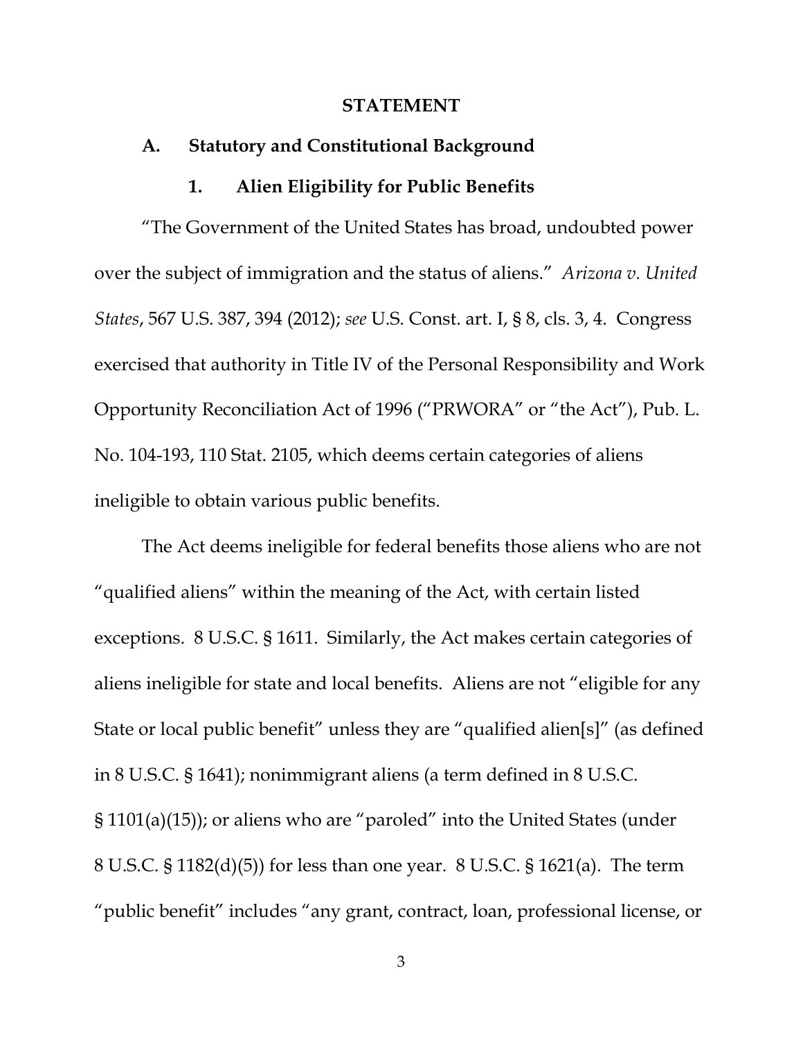# STATEMENT

## A. Statutory and Constitutional Background

### 1. Alien Eligibility for Public Benefits

"The Government of the United States has broad, undoubted power over the subject of immigration and the status of aliens." *Arizona v. United States*, 567 U.S. 387, 394 (2012); *see* U.S. Const. art. I, § 8, cls. 3, 4. Congress exercised that authority in Title IV of the Personal Responsibility and Work Opportunity Reconciliation Act of 1996 ("PRWORA" or "the Act"), Pub. L. No. 104-193, 110 Stat. 2105, which deems certain categories of aliens ineligible to obtain various public benefits.

The Act deems ineligible for federal benefits those aliens who are not "qualified aliens" within the meaning of the Act, with certain listed exceptions. 8 U.S.C. § 1611. Similarly, the Act makes certain categories of aliens ineligible for state and local benefits. Aliens are not "eligible for any State or local public benefit" unless they are "qualified alien[s]" (as defined in 8 U.S.C. § 1641); nonimmigrant aliens (a term defined in 8 U.S.C. § 1101(a)(15)); or aliens who are "paroled" into the United States (under 8 U.S.C. § 1182(d)(5)) for less than one year. 8 U.S.C. § 1621(a). The term "public benefit" includes "any grant, contract, loan, professional license, or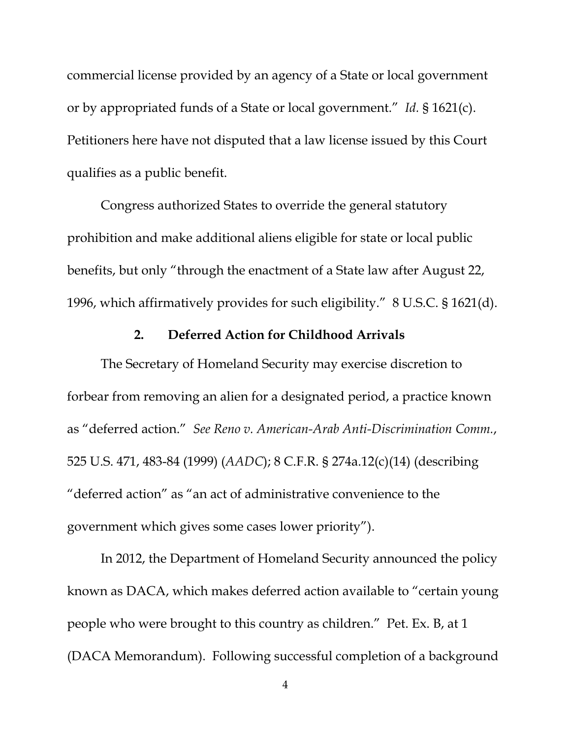commercial license provided by an agency of a State or local government or by appropriated funds of a State or local government." *Id.* § 1621(c). Petitioners here have not disputed that a law license issued by this Court qualifies as a public benefit.

Congress authorized States to override the general statutory prohibition and make additional aliens eligible for state or local public benefits, but only "through the enactment of a State law after August 22, 1996, which affirmatively provides for such eligibility." 8 U.S.C. § 1621(d).

### 2. Deferred Action for Childhood Arrivals

The Secretary of Homeland Security may exercise discretion to forbear from removing an alien for a designated period, a practice known as "deferred action." *See Reno v. American-Arab Anti-Discrimination Comm.*, 525 U.S. 471, 483-84 (1999) (*AADC*); 8 C.F.R. § 274a.12(c)(14) (describing "deferred action" as "an act of administrative convenience to the government which gives some cases lower priority").

In 2012, the Department of Homeland Security announced the policy known as DACA, which makes deferred action available to "certain young people who were brought to this country as children." Pet. Ex. B, at 1 (DACA Memorandum). Following successful completion of a background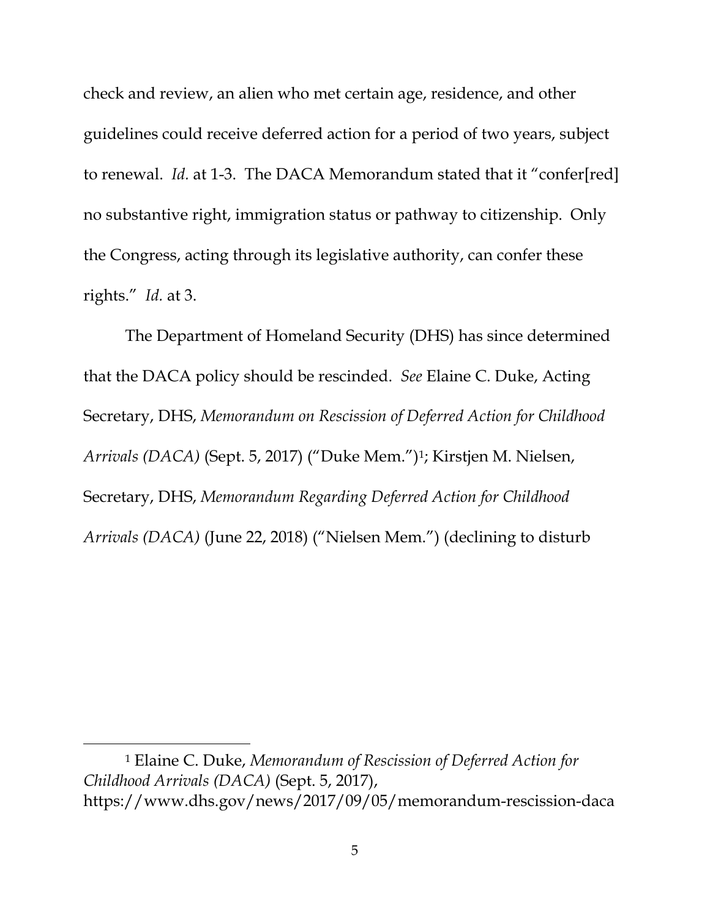check and review, an alien who met certain age, residence, and other guidelines could receive deferred action for a period of two years, subject to renewal. *Id.* at 1-3. The DACA Memorandum stated that it "confer[red] no substantive right, immigration status or pathway to citizenship. Only the Congress, acting through its legislative authority, can confer these rights." *Id.* at 3.

The Department of Homeland Security (DHS) has since determined that the DACA policy should be rescinded. *See* Elaine C. Duke, Acting Secretary, DHS, *Memorandum on Rescission of Deferred Action for Childhood Arrivals (DACA)* (Sept. 5, 2017) ("Duke Mem.")[1]; Kirstjen M. Nielsen, Secretary, DHS, *Memorandum Regarding Deferred Action for Childhood Arrivals (DACA)* (June 22, 2018) ("Nielsen Mem.") (declining to disturb

[1] Elaine C. Duke, *Memorandum of Rescission of Deferred Action for Childhood Arrivals (DACA)* (Sept. 5, 2017), https://www.dhs.gov/news/2017/09/05/memorandum-rescission-daca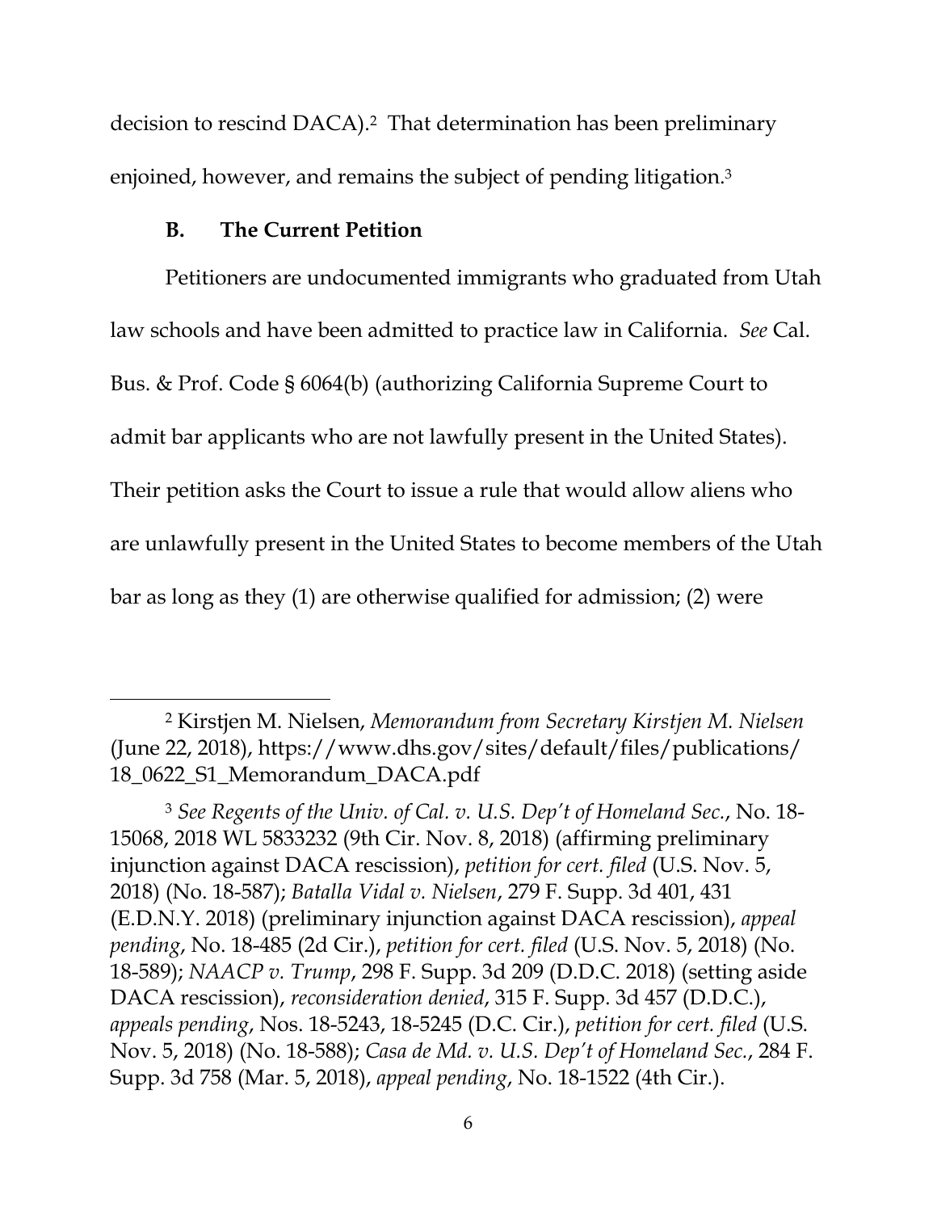decision to rescind DACA).[2] That determination has been preliminary enjoined, however, and remains the subject of pending litigation.[3]

### B. The Current Petition

Petitioners are undocumented immigrants who graduated from Utah law schools and have been admitted to practice law in California. *See* Cal. Bus. & Prof. Code § 6064(b) (authorizing California Supreme Court to admit bar applicants who are not lawfully present in the United States). Their petition asks the Court to issue a rule that would allow aliens who are unlawfully present in the United States to become members of the Utah bar as long as they (1) are otherwise qualified for admission; (2) were

---

[2] Kirstjen M. Nielsen, *Memorandum from Secretary Kirstjen M. Nielsen* (June 22, 2018), https://www.dhs.gov/sites/default/files/publications/18_0622_S1_Memorandum_DACA.pdf

[3] *See Regents of the Univ. of Cal. v. U.S. Dep't of Homeland Sec.*, No. 18-15068, 2018 WL 5833232 (9th Cir. Nov. 8, 2018) (affirming preliminary injunction against DACA rescission), *petition for cert. filed* (U.S. Nov. 5, 2018) (No. 18-587); *Batalla Vidal v. Nielsen*, 279 F. Supp. 3d 401, 431 (E.D.N.Y. 2018) (preliminary injunction against DACA rescission), *appeal pending*, No. 18-485 (2d Cir.), *petition for cert. filed* (U.S. Nov. 5, 2018) (No. 18-589); *NAACP v. Trump*, 298 F. Supp. 3d 209 (D.D.C. 2018) (setting aside DACA rescission), *reconsideration denied*, 315 F. Supp. 3d 457 (D.D.C.), *appeals pending*, Nos. 18-5243, 18-5245 (D.C. Cir.), *petition for cert. filed* (U.S. Nov. 5, 2018) (No. 18-588); *Casa de Md. v. U.S. Dep't of Homeland Sec.*, 284 F. Supp. 3d 758 (Mar. 5, 2018), *appeal pending*, No. 18-1522 (4th Cir.).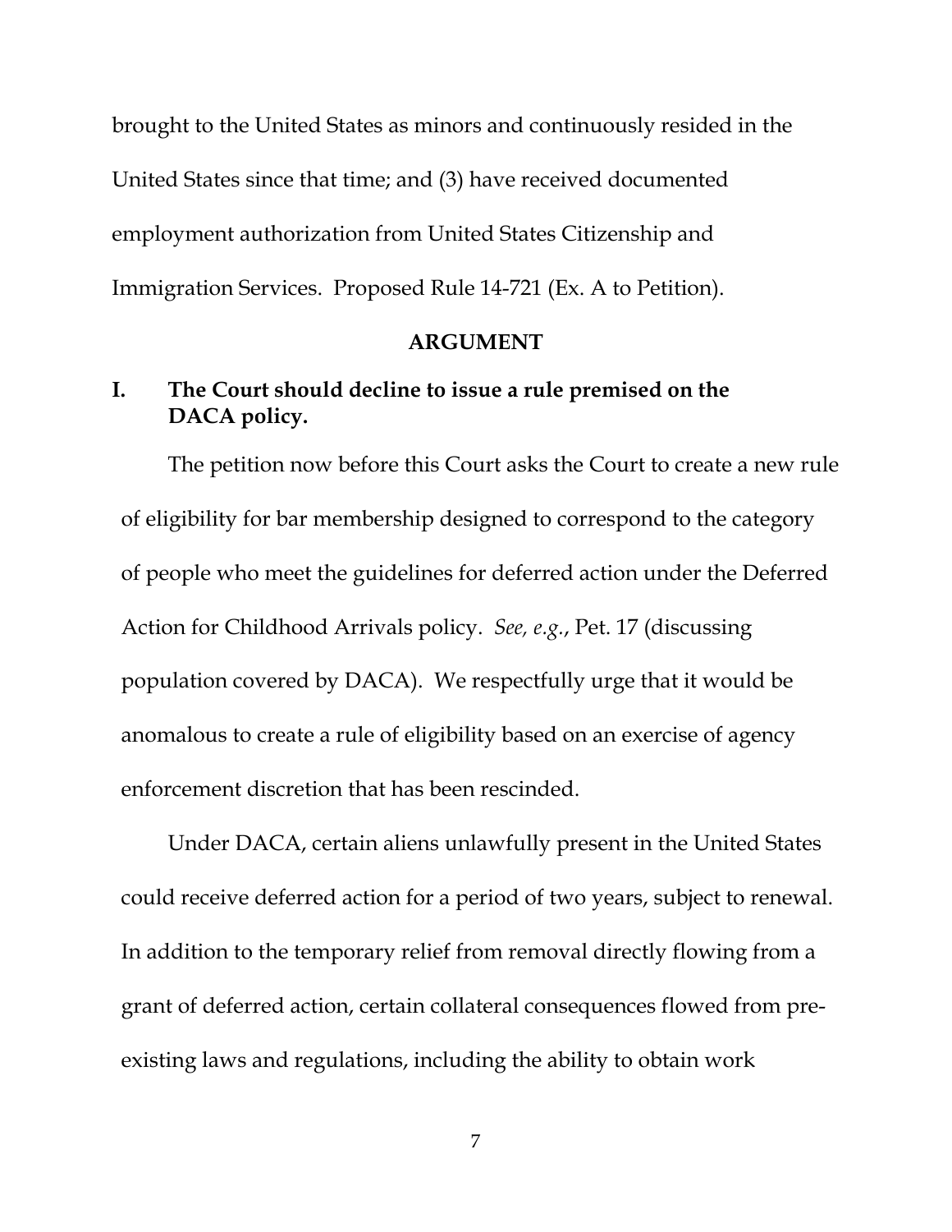brought to the United States as minors and continuously resided in the United States since that time; and (3) have received documented employment authorization from United States Citizenship and Immigration Services. Proposed Rule 14-721 (Ex. A to Petition).

## ARGUMENT

### I. The Court should decline to issue a rule premised on the DACA policy.

The petition now before this Court asks the Court to create a new rule of eligibility for bar membership designed to correspond to the category of people who meet the guidelines for deferred action under the Deferred Action for Childhood Arrivals policy. *See, e.g.*, Pet. 17 (discussing population covered by DACA). We respectfully urge that it would be anomalous to create a rule of eligibility based on an exercise of agency enforcement discretion that has been rescinded.

Under DACA, certain aliens unlawfully present in the United States could receive deferred action for a period of two years, subject to renewal. In addition to the temporary relief from removal directly flowing from a grant of deferred action, certain collateral consequences flowed from pre-existing laws and regulations, including the ability to obtain work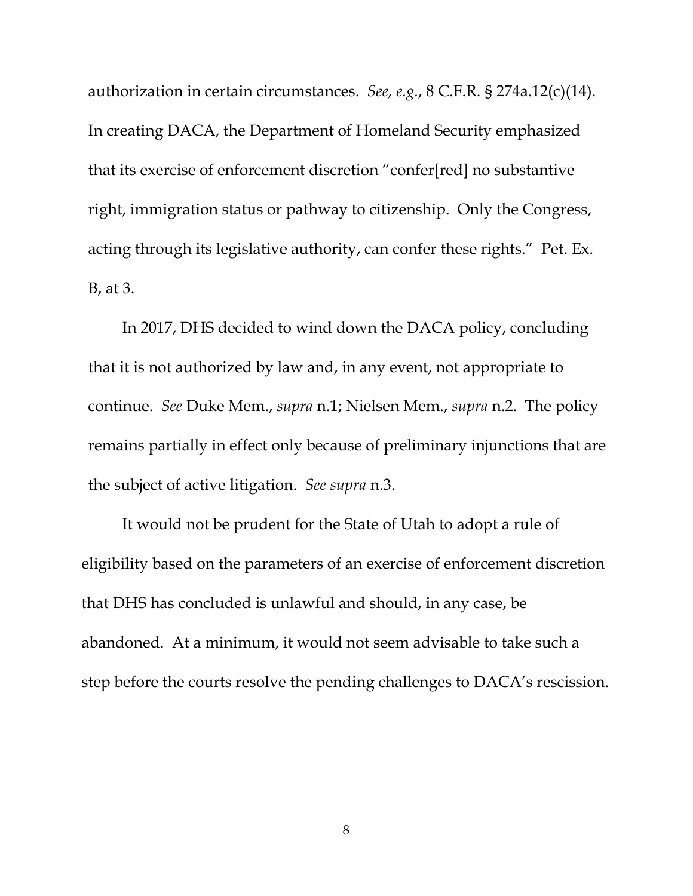authorization in certain circumstances. *See, e.g.*, 8 C.F.R. § 274a.12(c)(14). In creating DACA, the Department of Homeland Security emphasized that its exercise of enforcement discretion "confer[red] no substantive right, immigration status or pathway to citizenship. Only the Congress, acting through its legislative authority, can confer these rights." Pet. Ex. B, at 3.

In 2017, DHS decided to wind down the DACA policy, concluding that it is not authorized by law and, in any event, not appropriate to continue. *See* Duke Mem., *supra* n.1; Nielsen Mem., *supra* n.2. The policy remains partially in effect only because of preliminary injunctions that are the subject of active litigation. *See supra* n.3.

It would not be prudent for the State of Utah to adopt a rule of eligibility based on the parameters of an exercise of enforcement discretion that DHS has concluded is unlawful and should, in any case, be abandoned. At a minimum, it would not seem advisable to take such a step before the courts resolve the pending challenges to DACA's rescission.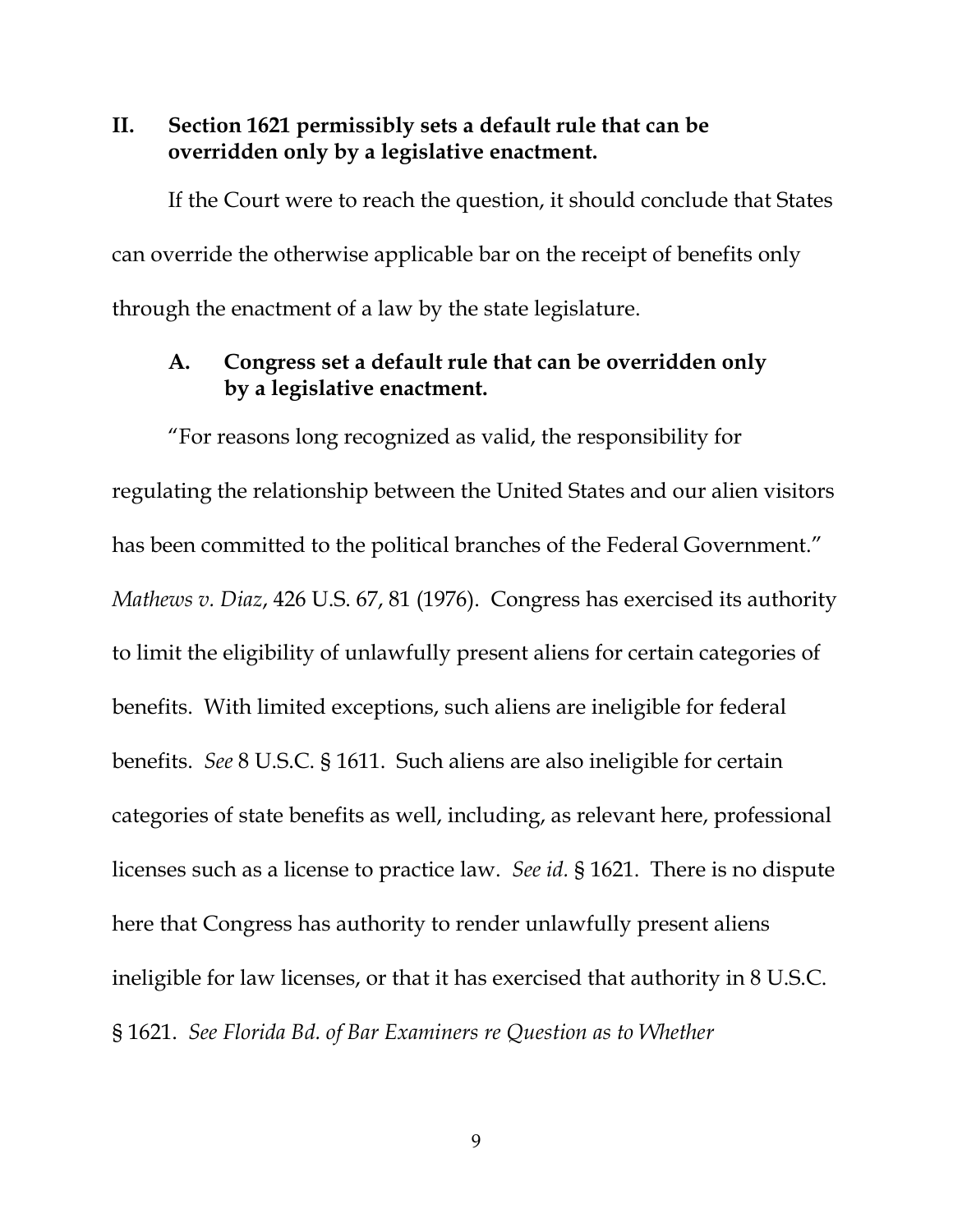## II. Section 1621 permissibly sets a default rule that can be overridden only by a legislative enactment.

If the Court were to reach the question, it should conclude that States can override the otherwise applicable bar on the receipt of benefits only through the enactment of a law by the state legislature.

### A. Congress set a default rule that can be overridden only by a legislative enactment.

"For reasons long recognized as valid, the responsibility for regulating the relationship between the United States and our alien visitors has been committed to the political branches of the Federal Government." *Mathews v. Diaz*, 426 U.S. 67, 81 (1976). Congress has exercised its authority to limit the eligibility of unlawfully present aliens for certain categories of benefits. With limited exceptions, such aliens are ineligible for federal benefits. *See* 8 U.S.C. § 1611. Such aliens are also ineligible for certain categories of state benefits as well, including, as relevant here, professional licenses such as a license to practice law. *See id.* § 1621. There is no dispute here that Congress has authority to render unlawfully present aliens ineligible for law licenses, or that it has exercised that authority in 8 U.S.C. § 1621. *See Florida Bd. of Bar Examiners re Question as to Whether*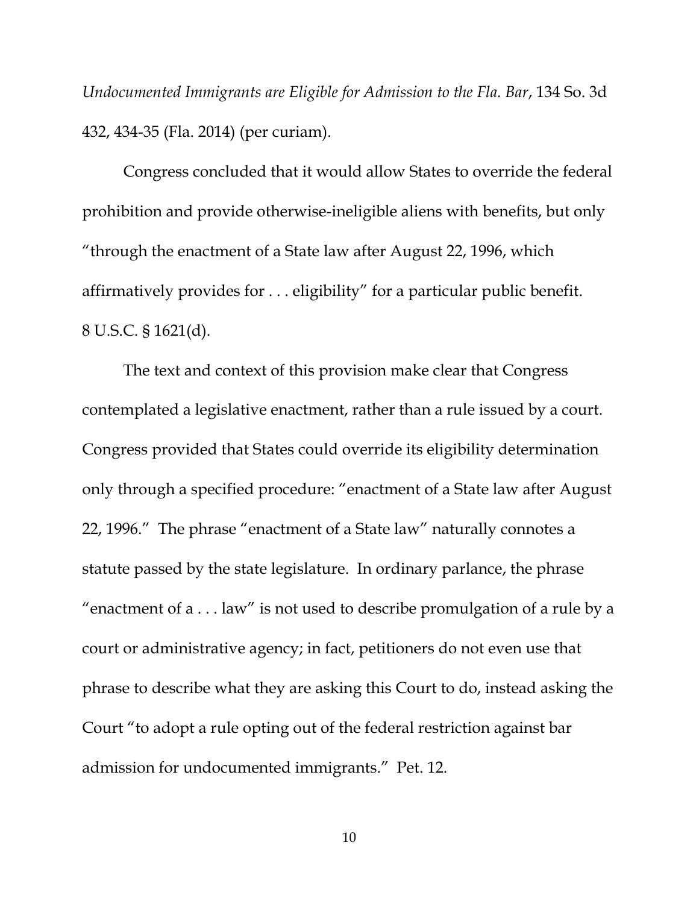*Undocumented Immigrants are Eligible for Admission to the Fla. Bar*, 134 So. 3d 432, 434-35 (Fla. 2014) (per curiam).

Congress concluded that it would allow States to override the federal prohibition and provide otherwise-ineligible aliens with benefits, but only "through the enactment of a State law after August 22, 1996, which affirmatively provides for . . . eligibility" for a particular public benefit. 8 U.S.C. § 1621(d).

The text and context of this provision make clear that Congress contemplated a legislative enactment, rather than a rule issued by a court. Congress provided that States could override its eligibility determination only through a specified procedure: "enactment of a State law after August 22, 1996." The phrase "enactment of a State law" naturally connotes a statute passed by the state legislature. In ordinary parlance, the phrase "enactment of a . . . law" is not used to describe promulgation of a rule by a court or administrative agency; in fact, petitioners do not even use that phrase to describe what they are asking this Court to do, instead asking the Court "to adopt a rule opting out of the federal restriction against bar admission for undocumented immigrants." Pet. 12.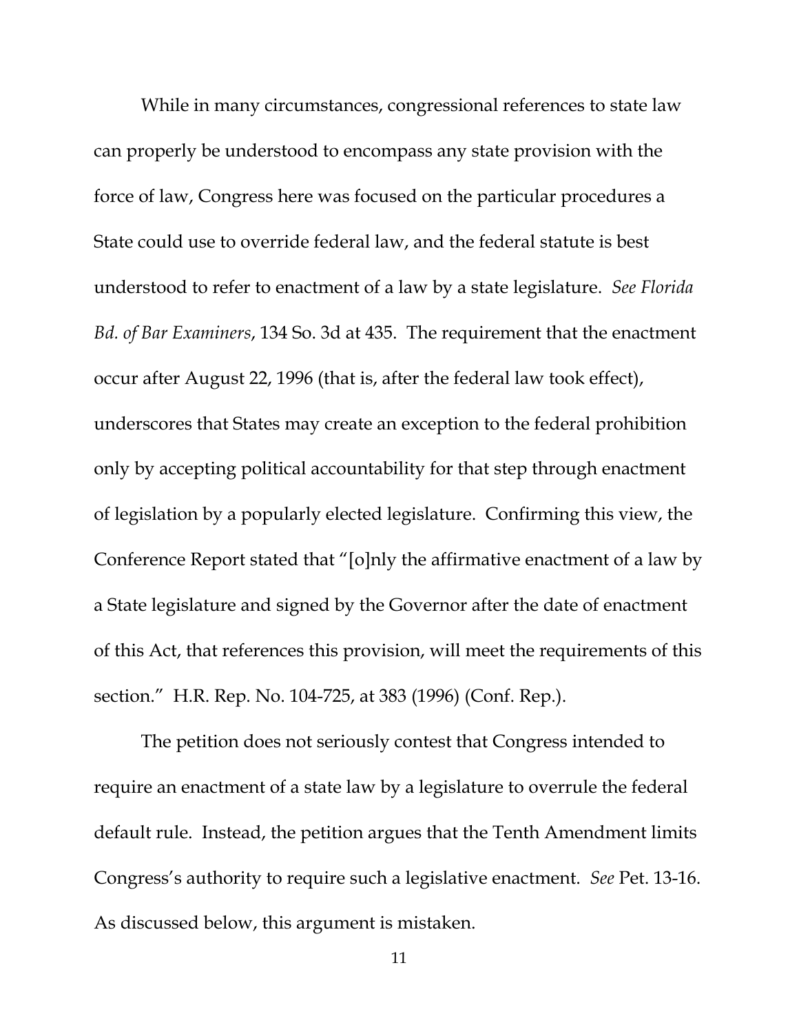While in many circumstances, congressional references to state law can properly be understood to encompass any state provision with the force of law, Congress here was focused on the particular procedures a State could use to override federal law, and the federal statute is best understood to refer to enactment of a law by a state legislature. *See Florida Bd. of Bar Examiners*, 134 So. 3d at 435. The requirement that the enactment occur after August 22, 1996 (that is, after the federal law took effect), underscores that States may create an exception to the federal prohibition only by accepting political accountability for that step through enactment of legislation by a popularly elected legislature. Confirming this view, the Conference Report stated that "[o]nly the affirmative enactment of a law by a State legislature and signed by the Governor after the date of enactment of this Act, that references this provision, will meet the requirements of this section." H.R. Rep. No. 104-725, at 383 (1996) (Conf. Rep.).

The petition does not seriously contest that Congress intended to require an enactment of a state law by a legislature to overrule the federal default rule. Instead, the petition argues that the Tenth Amendment limits Congress's authority to require such a legislative enactment. *See* Pet. 13-16. As discussed below, this argument is mistaken.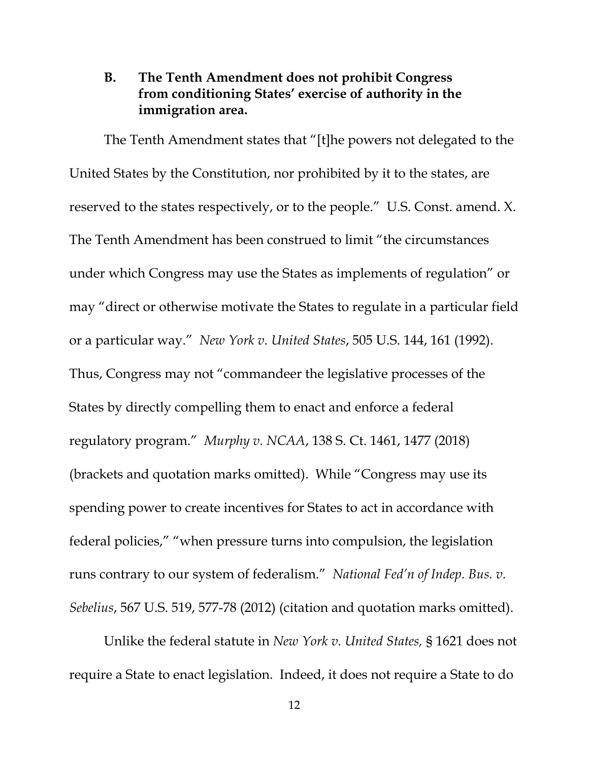### B. The Tenth Amendment does not prohibit Congress from conditioning States' exercise of authority in the immigration area.

The Tenth Amendment states that "[t]he powers not delegated to the United States by the Constitution, nor prohibited by it to the states, are reserved to the states respectively, or to the people." U.S. Const. amend. X. The Tenth Amendment has been construed to limit "the circumstances under which Congress may use the States as implements of regulation" or may "direct or otherwise motivate the States to regulate in a particular field or a particular way." *New York v. United States*, 505 U.S. 144, 161 (1992). Thus, Congress may not "commandeer the legislative processes of the States by directly compelling them to enact and enforce a federal regulatory program." *Murphy v. NCAA*, 138 S. Ct. 1461, 1477 (2018) (brackets and quotation marks omitted). While "Congress may use its spending power to create incentives for States to act in accordance with federal policies," "when pressure turns into compulsion, the legislation runs contrary to our system of federalism." *National Fed'n of Indep. Bus. v. Sebelius*, 567 U.S. 519, 577-78 (2012) (citation and quotation marks omitted).

Unlike the federal statute in *New York v. United States,* § 1621 does not require a State to enact legislation. Indeed, it does not require a State to do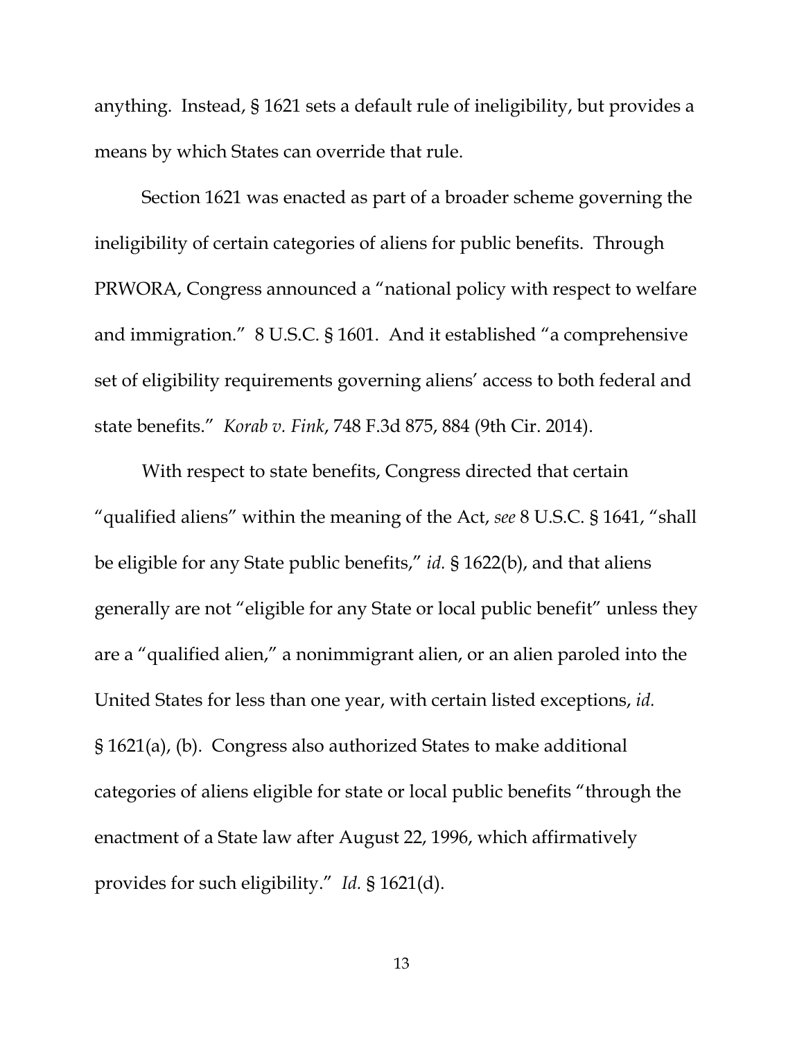anything. Instead, § 1621 sets a default rule of ineligibility, but provides a means by which States can override that rule.

Section 1621 was enacted as part of a broader scheme governing the ineligibility of certain categories of aliens for public benefits. Through PRWORA, Congress announced a "national policy with respect to welfare and immigration." 8 U.S.C. § 1601. And it established "a comprehensive set of eligibility requirements governing aliens' access to both federal and state benefits." *Korab v. Fink*, 748 F.3d 875, 884 (9th Cir. 2014).

With respect to state benefits, Congress directed that certain "qualified aliens" within the meaning of the Act, *see* 8 U.S.C. § 1641, "shall be eligible for any State public benefits," *id.* § 1622(b), and that aliens generally are not "eligible for any State or local public benefit" unless they are a "qualified alien," a nonimmigrant alien, or an alien paroled into the United States for less than one year, with certain listed exceptions, *id.* § 1621(a), (b). Congress also authorized States to make additional categories of aliens eligible for state or local public benefits "through the enactment of a State law after August 22, 1996, which affirmatively provides for such eligibility." *Id.* § 1621(d).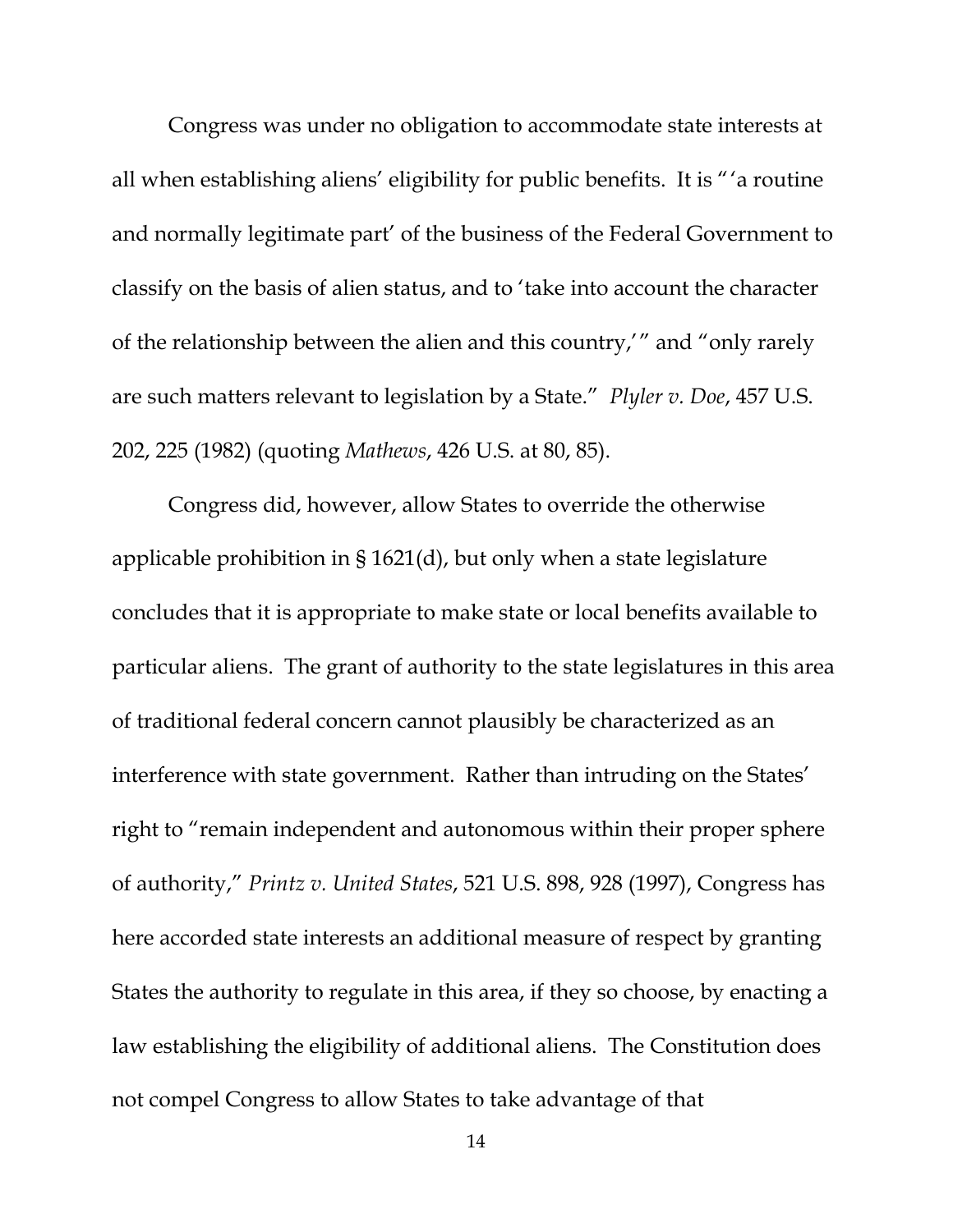Congress was under no obligation to accommodate state interests at all when establishing aliens' eligibility for public benefits. It is "'a routine and normally legitimate part' of the business of the Federal Government to classify on the basis of alien status, and to 'take into account the character of the relationship between the alien and this country,'" and "only rarely are such matters relevant to legislation by a State." *Plyler v. Doe*, 457 U.S. 202, 225 (1982) (quoting *Mathews*, 426 U.S. at 80, 85).

Congress did, however, allow States to override the otherwise applicable prohibition in § 1621(d), but only when a state legislature concludes that it is appropriate to make state or local benefits available to particular aliens. The grant of authority to the state legislatures in this area of traditional federal concern cannot plausibly be characterized as an interference with state government. Rather than intruding on the States' right to "remain independent and autonomous within their proper sphere of authority," *Printz v. United States*, 521 U.S. 898, 928 (1997), Congress has here accorded state interests an additional measure of respect by granting States the authority to regulate in this area, if they so choose, by enacting a law establishing the eligibility of additional aliens. The Constitution does not compel Congress to allow States to take advantage of that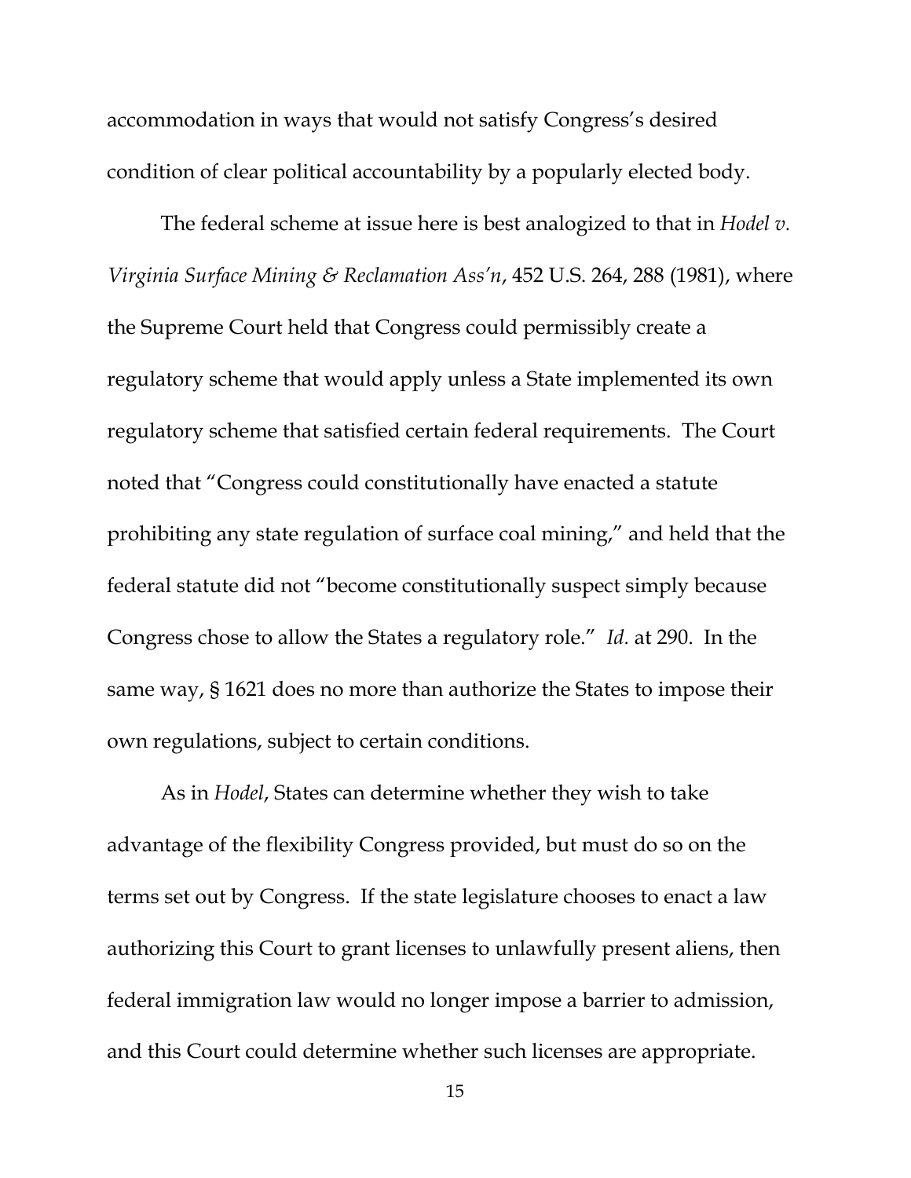accommodation in ways that would not satisfy Congress's desired condition of clear political accountability by a popularly elected body.

The federal scheme at issue here is best analogized to that in *Hodel v. Virginia Surface Mining & Reclamation Ass'n*, 452 U.S. 264, 288 (1981), where the Supreme Court held that Congress could permissibly create a regulatory scheme that would apply unless a State implemented its own regulatory scheme that satisfied certain federal requirements. The Court noted that "Congress could constitutionally have enacted a statute prohibiting any state regulation of surface coal mining," and held that the federal statute did not "become constitutionally suspect simply because Congress chose to allow the States a regulatory role." *Id.* at 290. In the same way, § 1621 does no more than authorize the States to impose their own regulations, subject to certain conditions.

As in *Hodel*, States can determine whether they wish to take advantage of the flexibility Congress provided, but must do so on the terms set out by Congress. If the state legislature chooses to enact a law authorizing this Court to grant licenses to unlawfully present aliens, then federal immigration law would no longer impose a barrier to admission, and this Court could determine whether such licenses are appropriate.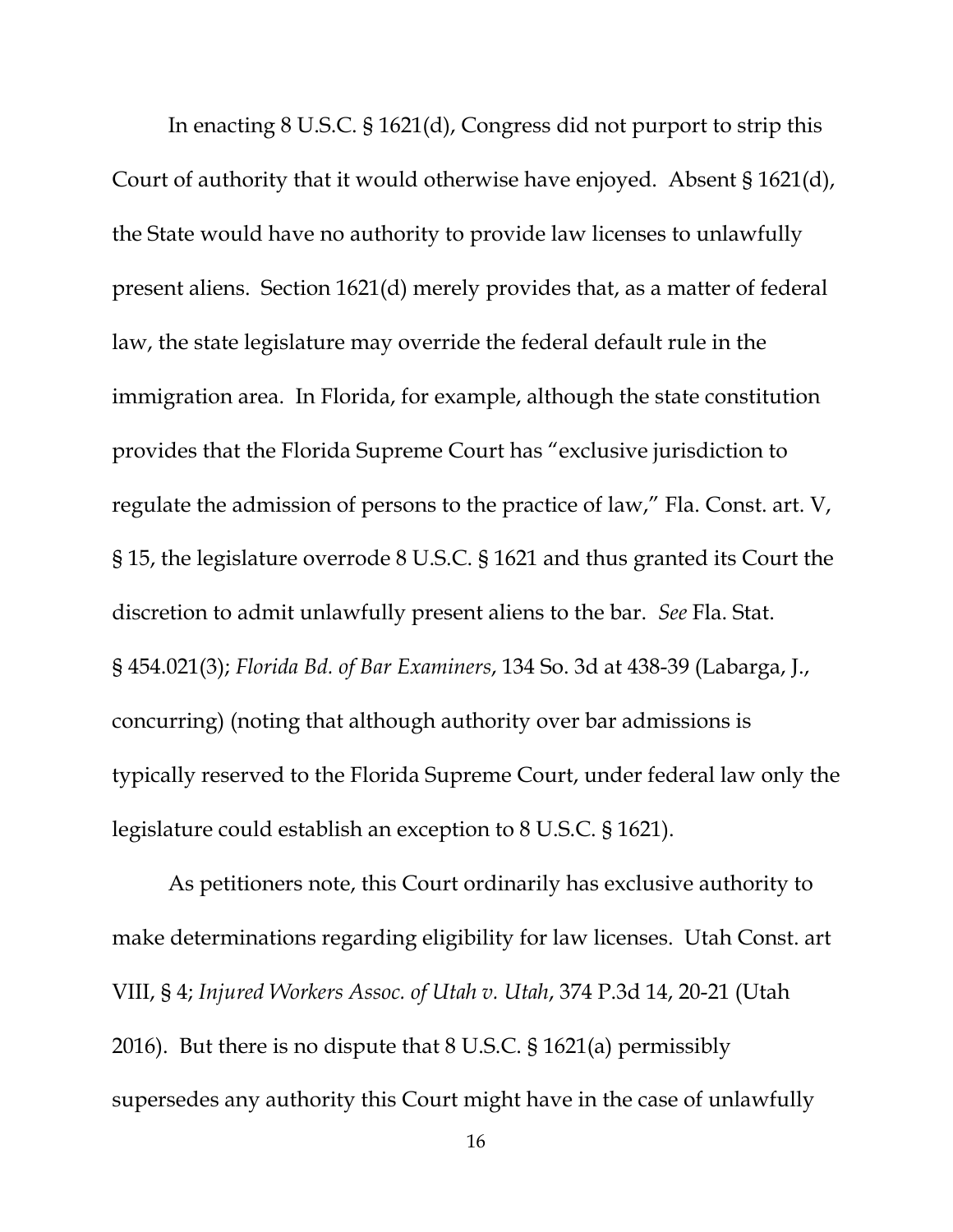In enacting 8 U.S.C. § 1621(d), Congress did not purport to strip this Court of authority that it would otherwise have enjoyed. Absent § 1621(d), the State would have no authority to provide law licenses to unlawfully present aliens. Section 1621(d) merely provides that, as a matter of federal law, the state legislature may override the federal default rule in the immigration area. In Florida, for example, although the state constitution provides that the Florida Supreme Court has "exclusive jurisdiction to regulate the admission of persons to the practice of law," Fla. Const. art. V, § 15, the legislature overrode 8 U.S.C. § 1621 and thus granted its Court the discretion to admit unlawfully present aliens to the bar. *See* Fla. Stat. § 454.021(3); *Florida Bd. of Bar Examiners*, 134 So. 3d at 438-39 (Labarga, J., concurring) (noting that although authority over bar admissions is typically reserved to the Florida Supreme Court, under federal law only the legislature could establish an exception to 8 U.S.C. § 1621).

As petitioners note, this Court ordinarily has exclusive authority to make determinations regarding eligibility for law licenses. Utah Const. art VIII, § 4; *Injured Workers Assoc. of Utah v. Utah*, 374 P.3d 14, 20-21 (Utah 2016). But there is no dispute that 8 U.S.C. § 1621(a) permissibly supersedes any authority this Court might have in the case of unlawfully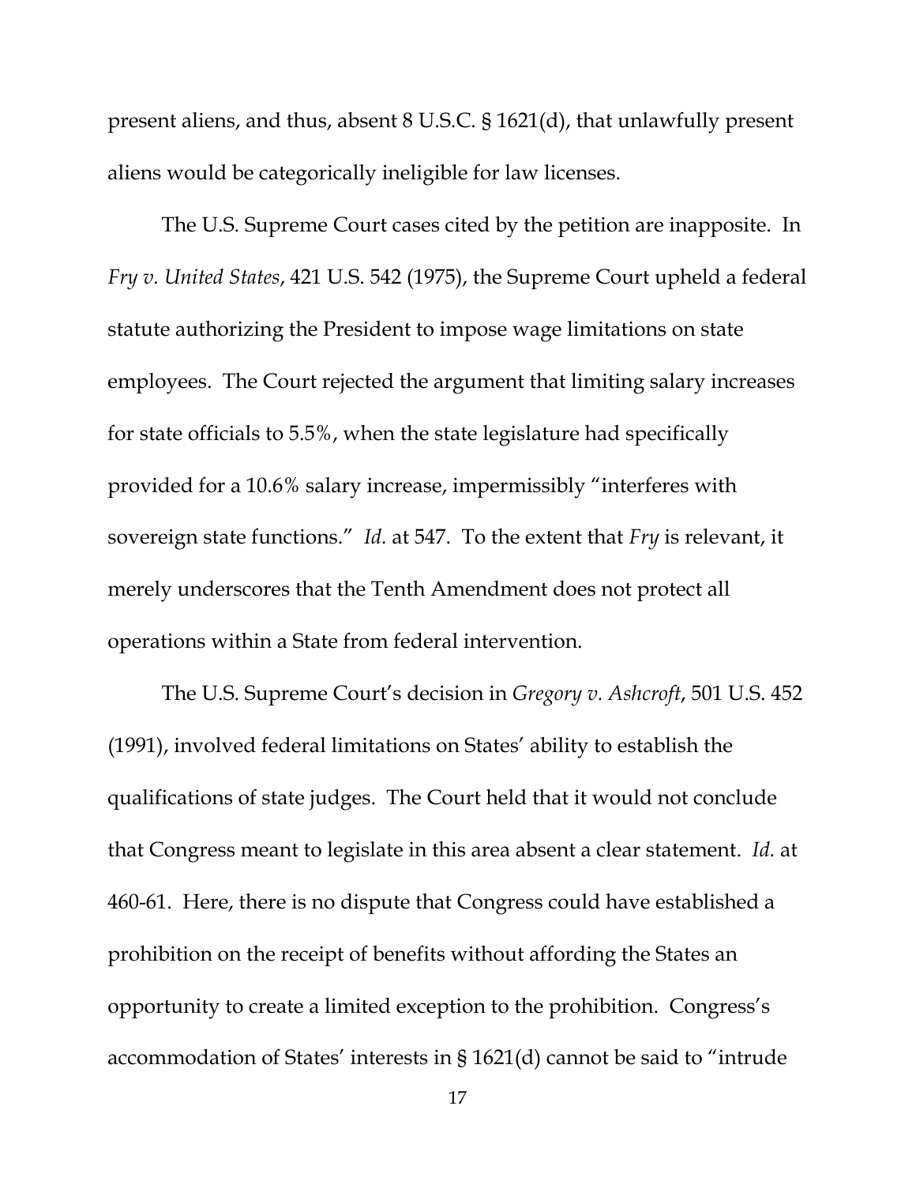present aliens, and thus, absent 8 U.S.C. § 1621(d), that unlawfully present aliens would be categorically ineligible for law licenses.

The U.S. Supreme Court cases cited by the petition are inapposite. In *Fry v. United States*, 421 U.S. 542 (1975), the Supreme Court upheld a federal statute authorizing the President to impose wage limitations on state employees. The Court rejected the argument that limiting salary increases for state officials to 5.5%, when the state legislature had specifically provided for a 10.6% salary increase, impermissibly "interferes with sovereign state functions." *Id.* at 547. To the extent that *Fry* is relevant, it merely underscores that the Tenth Amendment does not protect all operations within a State from federal intervention.

The U.S. Supreme Court's decision in *Gregory v. Ashcroft*, 501 U.S. 452 (1991), involved federal limitations on States' ability to establish the qualifications of state judges. The Court held that it would not conclude that Congress meant to legislate in this area absent a clear statement. *Id.* at 460-61. Here, there is no dispute that Congress could have established a prohibition on the receipt of benefits without affording the States an opportunity to create a limited exception to the prohibition. Congress's accommodation of States' interests in § 1621(d) cannot be said to "intrude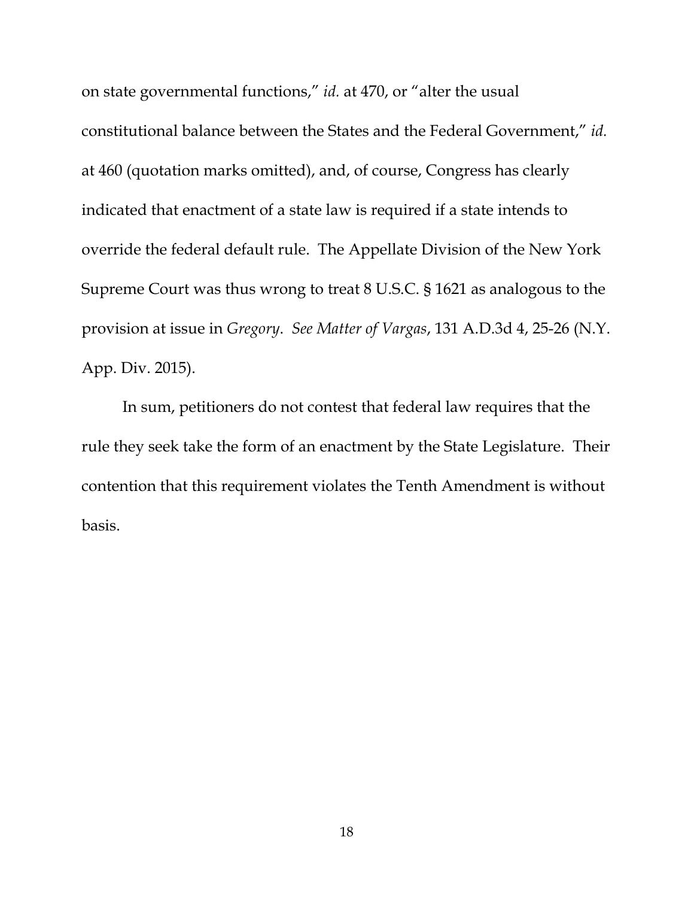on state governmental functions," *id.* at 470, or "alter the usual constitutional balance between the States and the Federal Government," *id.* at 460 (quotation marks omitted), and, of course, Congress has clearly indicated that enactment of a state law is required if a state intends to override the federal default rule. The Appellate Division of the New York Supreme Court was thus wrong to treat 8 U.S.C. § 1621 as analogous to the provision at issue in *Gregory*. *See Matter of Vargas*, 131 A.D.3d 4, 25-26 (N.Y. App. Div. 2015).

In sum, petitioners do not contest that federal law requires that the rule they seek take the form of an enactment by the State Legislature. Their contention that this requirement violates the Tenth Amendment is without basis.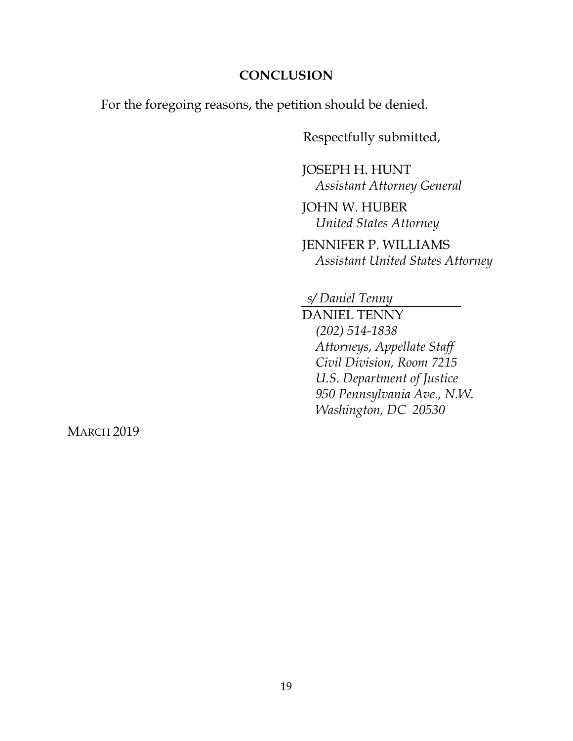## CONCLUSION

For the foregoing reasons, the petition should be denied.

Respectfully submitted,

JOSEPH H. HUNT
*Assistant Attorney General*

JOHN W. HUBER
*United States Attorney*

JENNIFER P. WILLIAMS
*Assistant United States Attorney*

*s/ Daniel Tenny*

DANIEL TENNY
*(202) 514-1838*
*Attorneys, Appellate Staff*
*Civil Division, Room 7215*
*U.S. Department of Justice*
*950 Pennsylvania Ave., N.W.*
*Washington, DC 20530*

MARCH 2019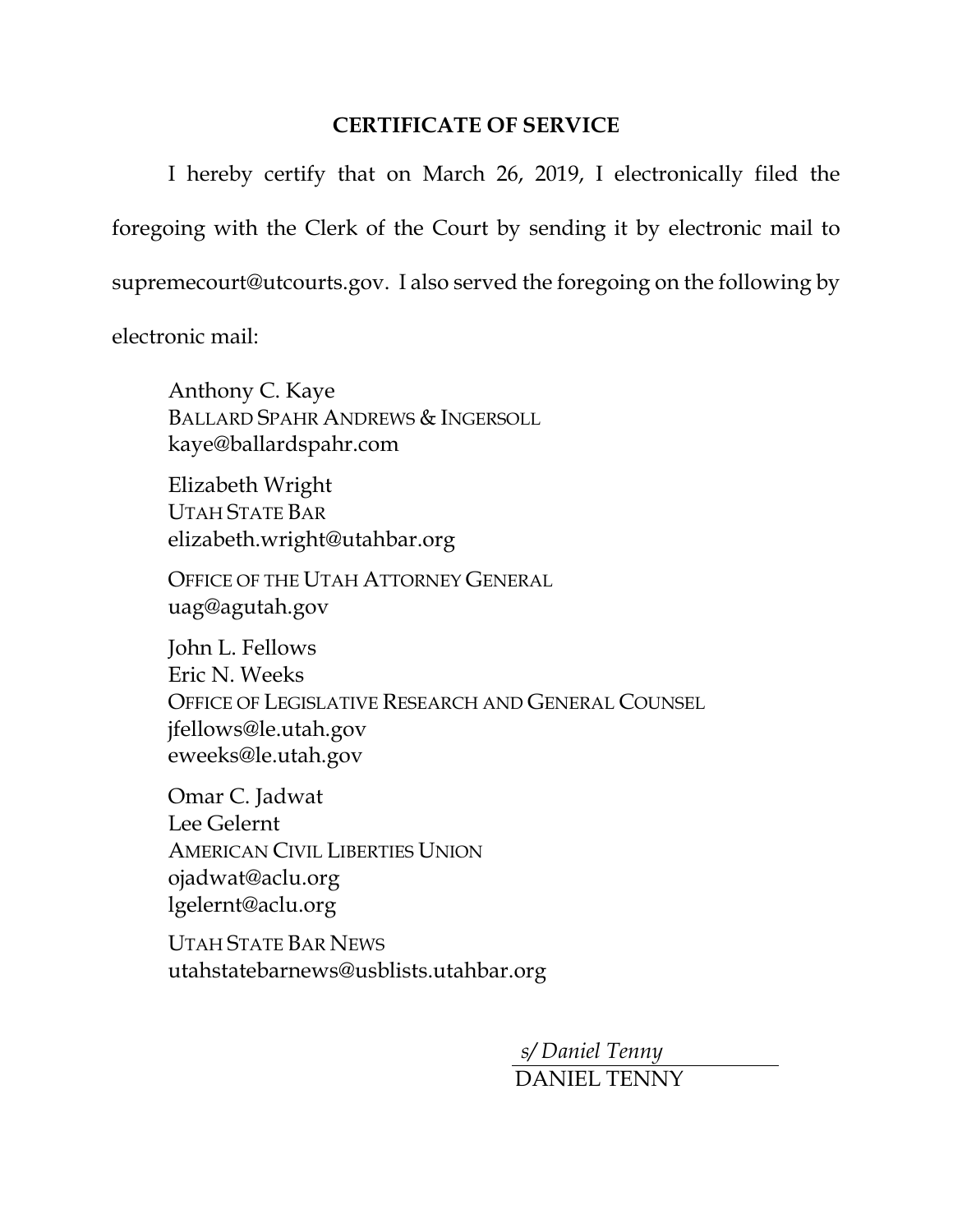## CERTIFICATE OF SERVICE

I hereby certify that on March 26, 2019, I electronically filed the foregoing with the Clerk of the Court by sending it by electronic mail to supremecourt@utcourts.gov. I also served the foregoing on the following by electronic mail:

Anthony C. Kaye
BALLARD SPAHR ANDREWS & INGERSOLL
kaye@ballardspahr.com

Elizabeth Wright
UTAH STATE BAR
elizabeth.wright@utahbar.org

OFFICE OF THE UTAH ATTORNEY GENERAL
uag@agutah.gov

John L. Fellows
Eric N. Weeks
OFFICE OF LEGISLATIVE RESEARCH AND GENERAL COUNSEL
jfellows@le.utah.gov
eweeks@le.utah.gov

Omar C. Jadwat
Lee Gelernt
AMERICAN CIVIL LIBERTIES UNION
ojadwat@aclu.org
lgelernt@aclu.org

UTAH STATE BAR NEWS
utahstatebarnews@usblists.utahbar.org

*s/ Daniel Tenny*
DANIEL TENNY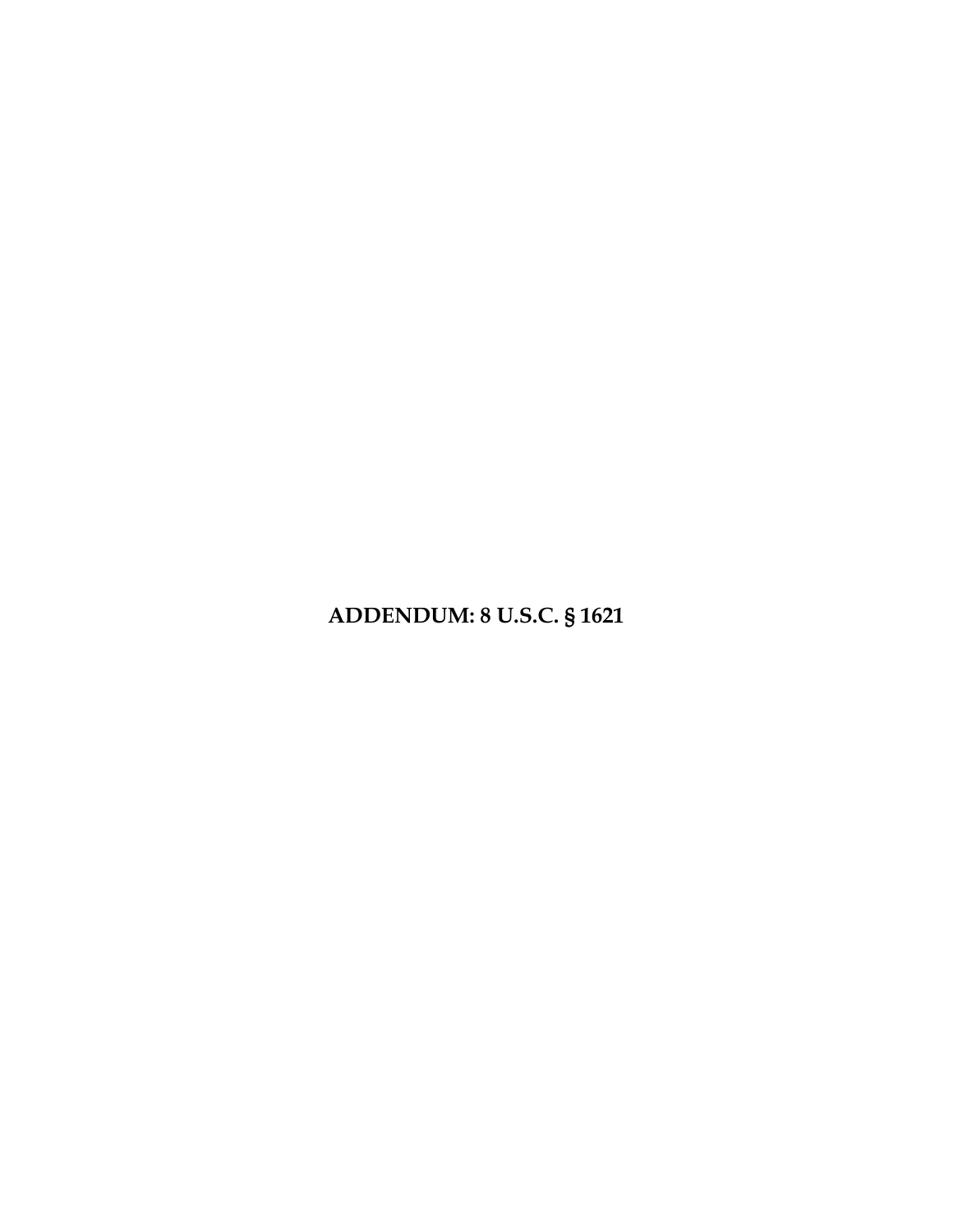**ADDENDUM: 8 U.S.C. § 1621**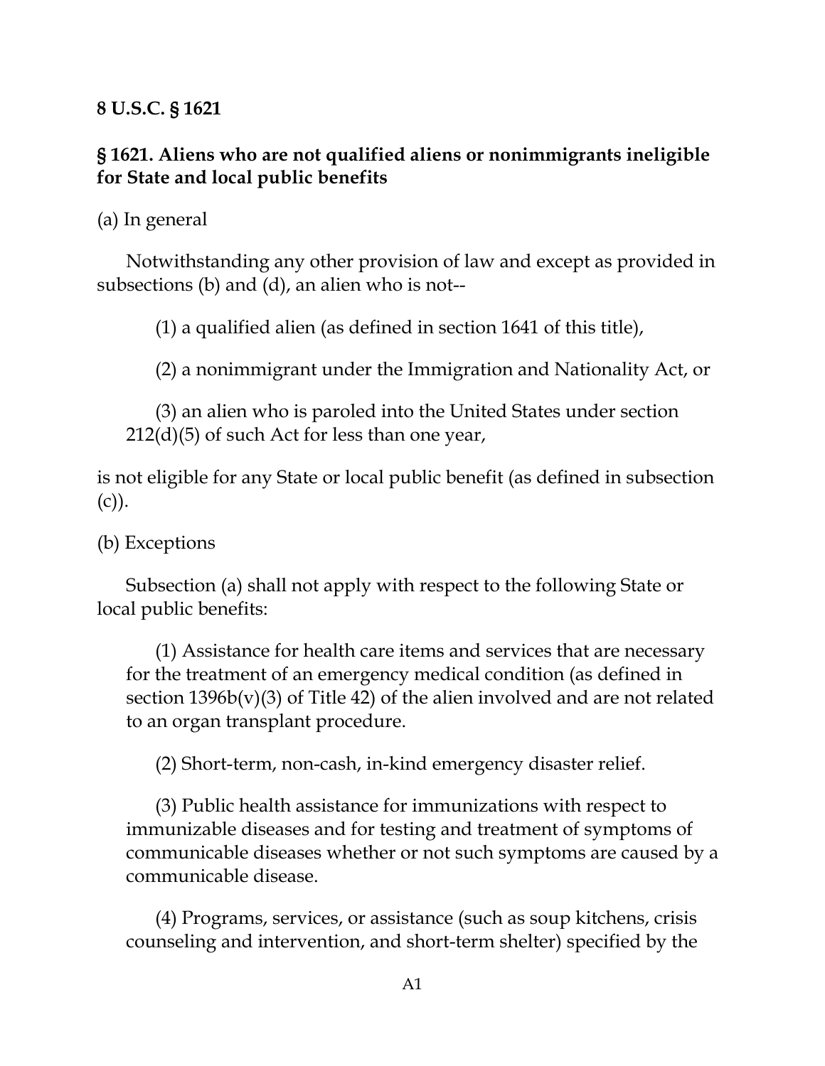**8 U.S.C. § 1621**

## § 1621. Aliens who are not qualified aliens or nonimmigrants ineligible for State and local public benefits

(a) In general

Notwithstanding any other provision of law and except as provided in subsections (b) and (d), an alien who is not--

(1) a qualified alien (as defined in section 1641 of this title),

(2) a nonimmigrant under the Immigration and Nationality Act, or

(3) an alien who is paroled into the United States under section 212(d)(5) of such Act for less than one year,

is not eligible for any State or local public benefit (as defined in subsection (c)).

(b) Exceptions

Subsection (a) shall not apply with respect to the following State or local public benefits:

(1) Assistance for health care items and services that are necessary for the treatment of an emergency medical condition (as defined in section 1396b(v)(3) of Title 42) of the alien involved and are not related to an organ transplant procedure.

(2) Short-term, non-cash, in-kind emergency disaster relief.

(3) Public health assistance for immunizations with respect to immunizable diseases and for testing and treatment of symptoms of communicable diseases whether or not such symptoms are caused by a communicable disease.

(4) Programs, services, or assistance (such as soup kitchens, crisis counseling and intervention, and short-term shelter) specified by the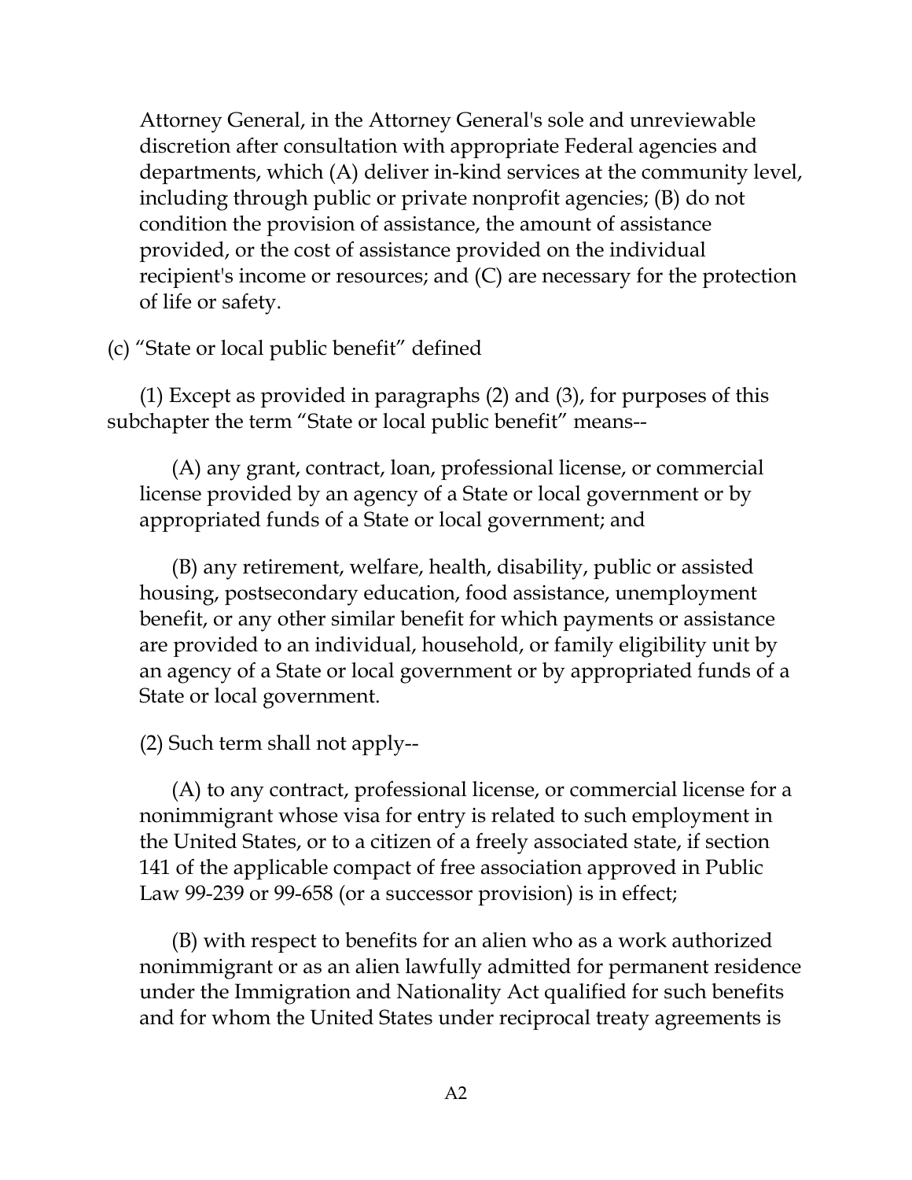Attorney General, in the Attorney General's sole and unreviewable discretion after consultation with appropriate Federal agencies and departments, which (A) deliver in-kind services at the community level, including through public or private nonprofit agencies; (B) do not condition the provision of assistance, the amount of assistance provided, or the cost of assistance provided on the individual recipient's income or resources; and (C) are necessary for the protection of life or safety.

(c) "State or local public benefit" defined

(1) Except as provided in paragraphs (2) and (3), for purposes of this subchapter the term "State or local public benefit" means--

(A) any grant, contract, loan, professional license, or commercial license provided by an agency of a State or local government or by appropriated funds of a State or local government; and

(B) any retirement, welfare, health, disability, public or assisted housing, postsecondary education, food assistance, unemployment benefit, or any other similar benefit for which payments or assistance are provided to an individual, household, or family eligibility unit by an agency of a State or local government or by appropriated funds of a State or local government.

(2) Such term shall not apply--

(A) to any contract, professional license, or commercial license for a nonimmigrant whose visa for entry is related to such employment in the United States, or to a citizen of a freely associated state, if section 141 of the applicable compact of free association approved in Public Law 99-239 or 99-658 (or a successor provision) is in effect;

(B) with respect to benefits for an alien who as a work authorized nonimmigrant or as an alien lawfully admitted for permanent residence under the Immigration and Nationality Act qualified for such benefits and for whom the United States under reciprocal treaty agreements is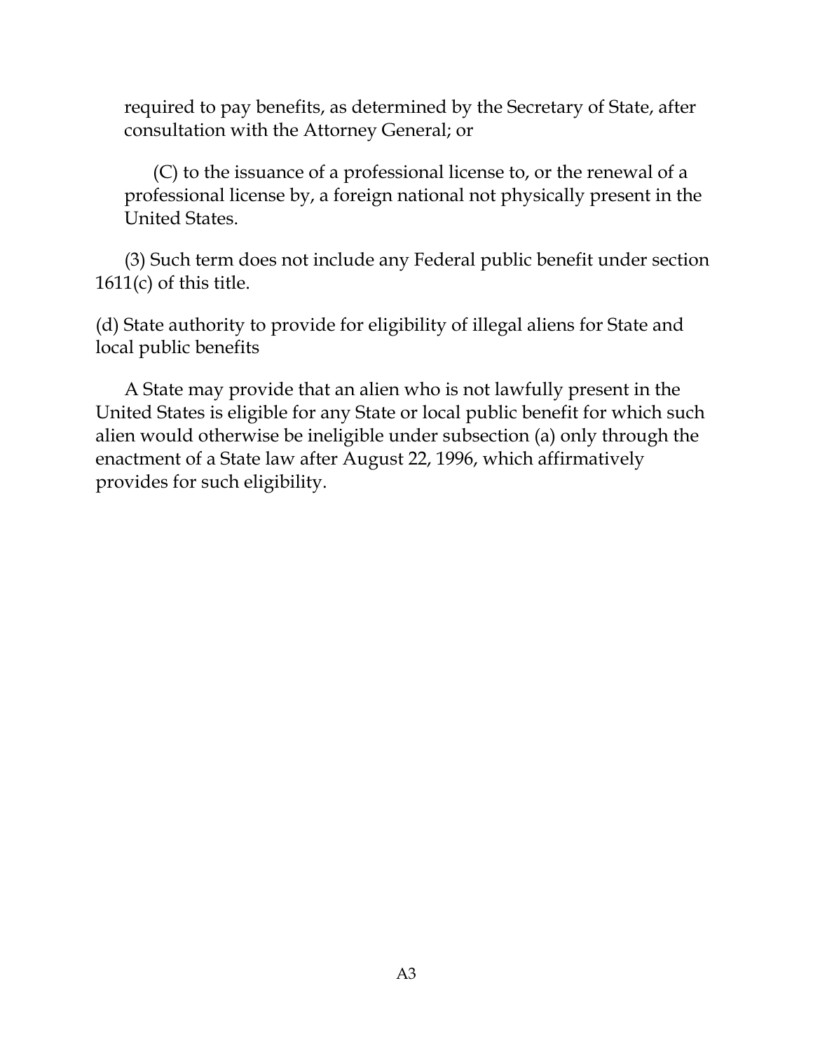required to pay benefits, as determined by the Secretary of State, after consultation with the Attorney General; or

(C) to the issuance of a professional license to, or the renewal of a professional license by, a foreign national not physically present in the United States.

(3) Such term does not include any Federal public benefit under section 1611(c) of this title.

(d) State authority to provide for eligibility of illegal aliens for State and local public benefits

A State may provide that an alien who is not lawfully present in the United States is eligible for any State or local public benefit for which such alien would otherwise be ineligible under subsection (a) only through the enactment of a State law after August 22, 1996, which affirmatively provides for such eligibility.